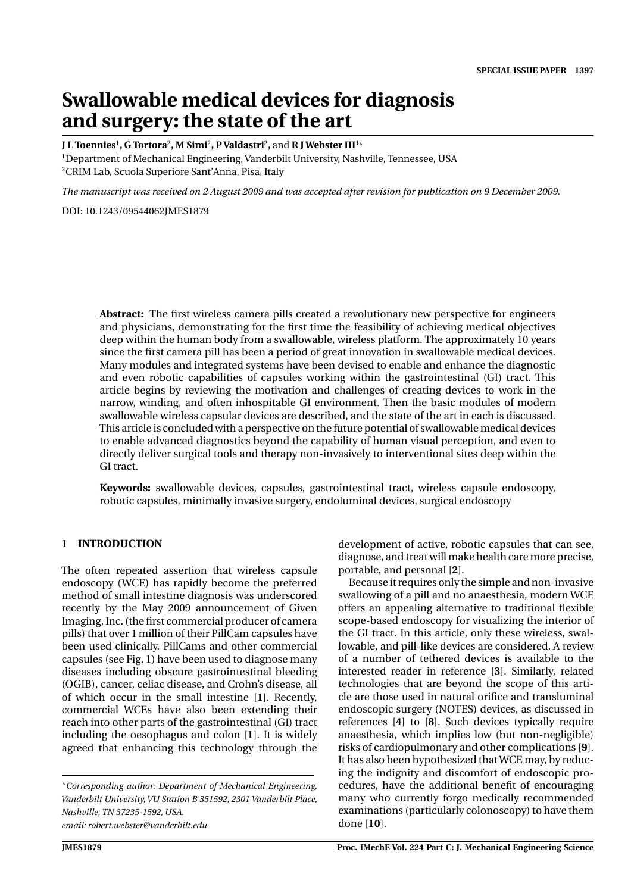# Swallowable medical devices for diagnosis and surgery: the state of the art

**J L Toennies**[1], **G Tortora**[2], **M Simi**[2], **P Valdastri**[2], and **R J Webster III**[1*]

[1]Department of Mechanical Engineering, Vanderbilt University, Nashville, Tennessee, USA

[2]CRIM Lab, Scuola Superiore Sant'Anna, Pisa, Italy

*The manuscript was received on 2 August 2009 and was accepted after revision for publication on 9 December 2009.*

DOI: 10.1243/09544062JMES1879

**Abstract:** The first wireless camera pills created a revolutionary new perspective for engineers and physicians, demonstrating for the first time the feasibility of achieving medical objectives deep within the human body from a swallowable, wireless platform. The approximately 10 years since the first camera pill has been a period of great innovation in swallowable medical devices. Many modules and integrated systems have been devised to enable and enhance the diagnostic and even robotic capabilities of capsules working within the gastrointestinal (GI) tract. This article begins by reviewing the motivation and challenges of creating devices to work in the narrow, winding, and often inhospitable GI environment. Then the basic modules of modern swallowable wireless capsular devices are described, and the state of the art in each is discussed. This article is concluded with a perspective on the future potential of swallowable medical devices to enable advanced diagnostics beyond the capability of human visual perception, and even to directly deliver surgical tools and therapy non-invasively to interventional sites deep within the GI tract.

**Keywords:** swallowable devices, capsules, gastrointestinal tract, wireless capsule endoscopy, robotic capsules, minimally invasive surgery, endoluminal devices, surgical endoscopy

## 1 INTRODUCTION

The often repeated assertion that wireless capsule endoscopy (WCE) has rapidly become the preferred method of small intestine diagnosis was underscored recently by the May 2009 announcement of Given Imaging, Inc. (the first commercial producer of camera pills) that over 1 million of their PillCam capsules have been used clinically. PillCams and other commercial capsules (see Fig. 1) have been used to diagnose many diseases including obscure gastrointestinal bleeding (OGIB), cancer, celiac disease, and Crohn's disease, all of which occur in the small intestine [**1**]. Recently, commercial WCEs have also been extending their reach into other parts of the gastrointestinal (GI) tract including the oesophagus and colon [**1**]. It is widely agreed that enhancing this technology through the development of active, robotic capsules that can see, diagnose, and treat will make health care more precise, portable, and personal [**2**].

Because it requires only the simple and non-invasive swallowing of a pill and no anaesthesia, modern WCE offers an appealing alternative to traditional flexible scope-based endoscopy for visualizing the interior of the GI tract. In this article, only these wireless, swallowable, and pill-like devices are considered. A review of a number of tethered devices is available to the interested reader in reference [**3**]. Similarly, related technologies that are beyond the scope of this article are those used in natural orifice and transluminal endoscopic surgery (NOTES) devices, as discussed in references [**4**] to [**8**]. Such devices typically require anaesthesia, which implies low (but non-negligible) risks of cardiopulmonary and other complications [**9**]. It has also been hypothesized that WCE may, by reducing the indignity and discomfort of endoscopic procedures, have the additional benefit of encouraging many who currently forgo medically recommended examinations (particularly colonoscopy) to have them done [**10**].

*Corresponding author: Department of Mechanical Engineering, Vanderbilt University, VU Station B 351592, 2301 Vanderbilt Place, Nashville, TN 37235-1592, USA.
email: robert.webster@vanderbilt.edu*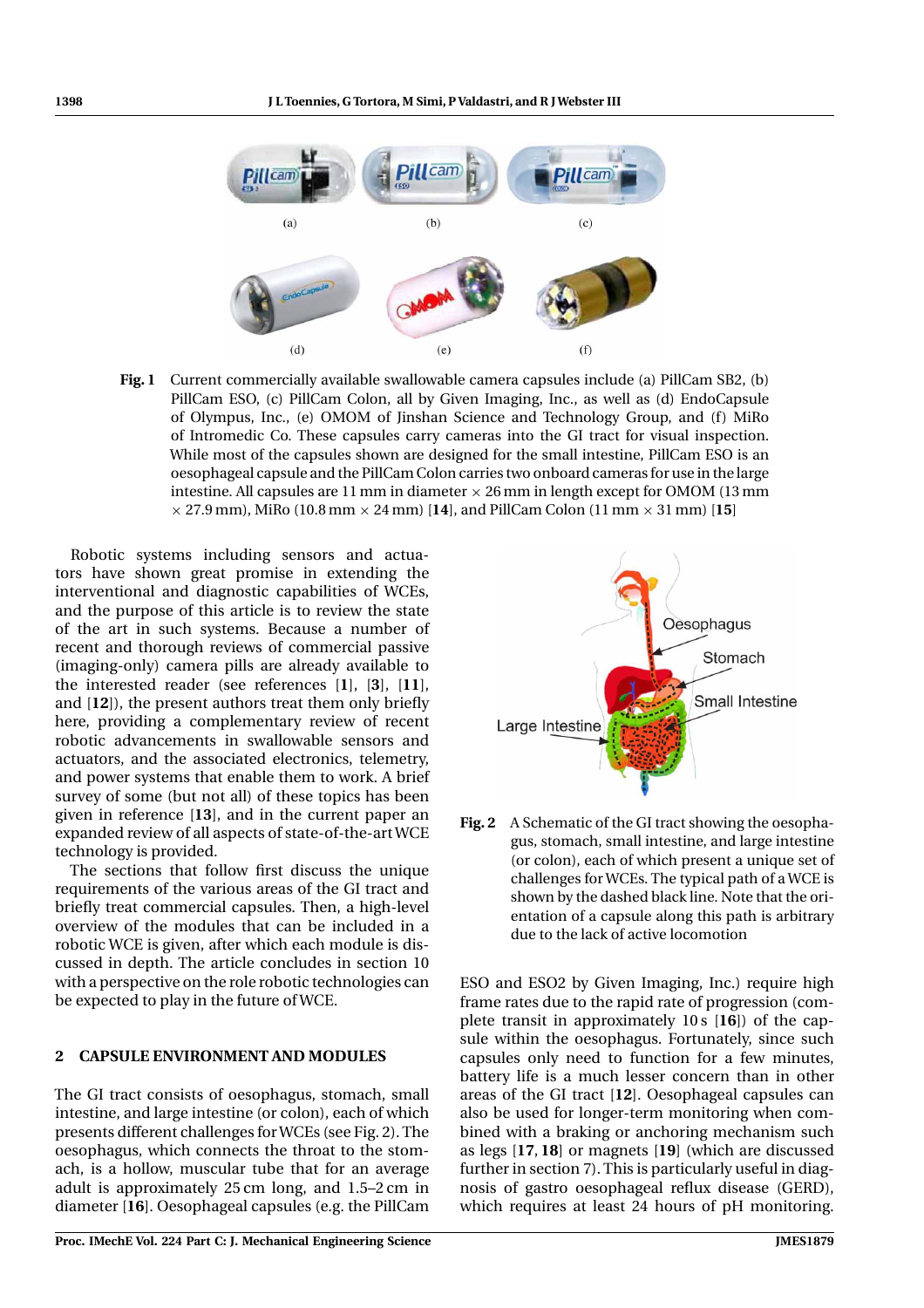Fig. 1 Current commercially available swallowable camera capsules include (a) PillCam SB2, (b) PillCam ESO, (c) PillCam Colon, all by Given Imaging, Inc., as well as (d) EndoCapsule of Olympus, Inc., (e) OMOM of Jinshan Science and Technology Group, and (f) MiRo of Intromedic Co. These capsules carry cameras into the GI tract for visual inspection. While most of the capsules shown are designed for the small intestine, PillCam ESO is an oesophageal capsule and the PillCam Colon carries two onboard cameras for use in the large intestine. All capsules are 11 mm in diameter × 26 mm in length except for OMOM (13 mm × 27.9 mm), MiRo (10.8 mm × 24 mm) [**14**], and PillCam Colon (11 mm × 31 mm) [**15**]

Robotic systems including sensors and actuators have shown great promise in extending the interventional and diagnostic capabilities of WCEs, and the purpose of this article is to review the state of the art in such systems. Because a number of recent and thorough reviews of commercial passive (imaging-only) camera pills are already available to the interested reader (see references [**1**], [**3**], [**11**], and [**12**]), the present authors treat them only briefly here, providing a complementary review of recent robotic advancements in swallowable sensors and actuators, and the associated electronics, telemetry, and power systems that enable them to work. A brief survey of some (but not all) of these topics has been given in reference [**13**], and in the current paper an expanded review of all aspects of state-of-the-art WCE technology is provided.

The sections that follow first discuss the unique requirements of the various areas of the GI tract and briefly treat commercial capsules. Then, a high-level overview of the modules that can be included in a robotic WCE is given, after which each module is discussed in depth. The article concludes in section 10 with a perspective on the role robotic technologies can be expected to play in the future of WCE.

## 2 CAPSULE ENVIRONMENT AND MODULES

The GI tract consists of oesophagus, stomach, small intestine, and large intestine (or colon), each of which presents different challenges for WCEs (see Fig. 2). The oesophagus, which connects the throat to the stomach, is a hollow, muscular tube that for an average adult is approximately 25 cm long, and 1.5–2 cm in diameter [**16**]. Oesophageal capsules (e.g. the PillCam ESO and ESO2 by Given Imaging, Inc.) require high frame rates due to the rapid rate of progression (complete transit in approximately 10 s [**16**]) of the capsule within the oesophagus. Fortunately, since such capsules only need to function for a few minutes, battery life is a much lesser concern than in other areas of the GI tract [**12**]. Oesophageal capsules can also be used for longer-term monitoring when combined with a braking or anchoring mechanism such as legs [**17**, **18**] or magnets [**19**] (which are discussed further in section 7). This is particularly useful in diagnosis of gastro oesophageal reflux disease (GERD), which requires at least 24 hours of pH monitoring.

Fig. 2 A Schematic of the GI tract showing the oesophagus, stomach, small intestine, and large intestine (or colon), each of which present a unique set of challenges for WCEs. The typical path of a WCE is shown by the dashed black line. Note that the orientation of a capsule along this path is arbitrary due to the lack of active locomotion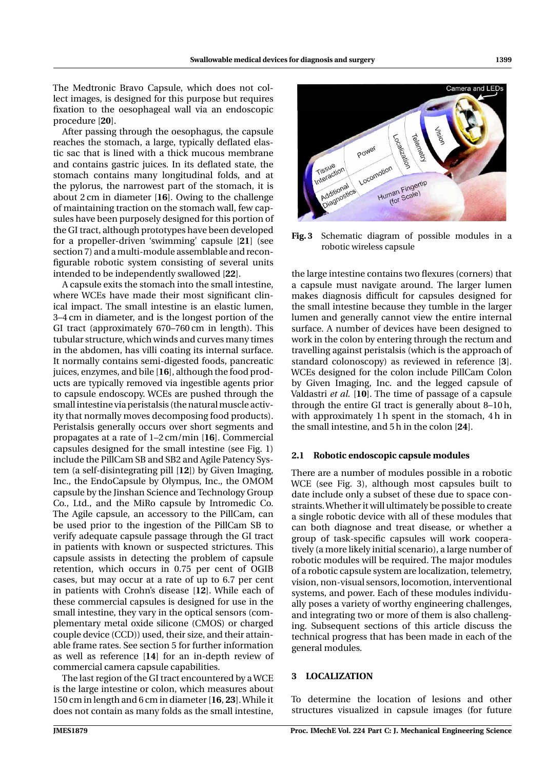The Medtronic Bravo Capsule, which does not collect images, is designed for this purpose but requires fixation to the oesophageal wall via an endoscopic procedure [**20**].

After passing through the oesophagus, the capsule reaches the stomach, a large, typically deflated elastic sac that is lined with a thick mucous membrane and contains gastric juices. In its deflated state, the stomach contains many longitudinal folds, and at the pylorus, the narrowest part of the stomach, it is about 2 cm in diameter [**16**]. Owing to the challenge of maintaining traction on the stomach wall, few capsules have been purposely designed for this portion of the GI tract, although prototypes have been developed for a propeller-driven 'swimming' capsule [**21**] (see section 7) and a multi-module assemblable and reconfigurable robotic system consisting of several units intended to be independently swallowed [**22**].

A capsule exits the stomach into the small intestine, where WCEs have made their most significant clinical impact. The small intestine is an elastic lumen, 3–4 cm in diameter, and is the longest portion of the GI tract (approximately 670–760 cm in length). This tubular structure, which winds and curves many times in the abdomen, has villi coating its internal surface. It normally contains semi-digested foods, pancreatic juices, enzymes, and bile [**16**], although the food products are typically removed via ingestible agents prior to capsule endoscopy. WCEs are pushed through the small intestine via peristalsis (the natural muscle activity that normally moves decomposing food products). Peristalsis generally occurs over short segments and propagates at a rate of 1–2 cm/min [**16**]. Commercial capsules designed for the small intestine (see Fig. 1) include the PillCam SB and SB2 and Agile Patency System (a self-disintegrating pill [**12**]) by Given Imaging, Inc., the EndoCapsule by Olympus, Inc., the OMOM capsule by the Jinshan Science and Technology Group Co., Ltd., and the MiRo capsule by Intromedic Co. The Agile capsule, an accessory to the PillCam, can be used prior to the ingestion of the PillCam SB to verify adequate capsule passage through the GI tract in patients with known or suspected strictures. This capsule assists in detecting the problem of capsule retention, which occurs in 0.75 per cent of OGIB cases, but may occur at a rate of up to 6.7 per cent in patients with Crohn's disease [**12**]. While each of these commercial capsules is designed for use in the small intestine, they vary in the optical sensors (complementary metal oxide silicone (CMOS) or charged couple device (CCD)) used, their size, and their attainable frame rates. See section 5 for further information as well as reference [**14**] for an in-depth review of commercial camera capsule capabilities.

The last region of the GI tract encountered by a WCE is the large intestine or colon, which measures about 150 cm in length and 6 cm in diameter [**16**, **23**]. While it does not contain as many folds as the small intestine, the large intestine contains two flexures (corners) that a capsule must navigate around. The larger lumen makes diagnosis difficult for capsules designed for the small intestine because they tumble in the larger lumen and generally cannot view the entire internal surface. A number of devices have been designed to work in the colon by entering through the rectum and travelling against peristalsis (which is the approach of standard colonoscopy) as reviewed in reference [**3**]. WCEs designed for the colon include PillCam Colon by Given Imaging, Inc. and the legged capsule of Valdastri *et al.* [**10**]. The time of passage of a capsule through the entire GI tract is generally about 8–10 h, with approximately 1 h spent in the stomach, 4 h in the small intestine, and 5 h in the colon [**24**].

**Fig. 3** Schematic diagram of possible modules in a robotic wireless capsule

### 2.1 Robotic endoscopic capsule modules

There are a number of modules possible in a robotic WCE (see Fig. 3), although most capsules built to date include only a subset of these due to space constraints. Whether it will ultimately be possible to create a single robotic device with all of these modules that can both diagnose and treat disease, or whether a group of task-specific capsules will work cooperatively (a more likely initial scenario), a large number of robotic modules will be required. The major modules of a robotic capsule system are localization, telemetry, vision, non-visual sensors, locomotion, interventional systems, and power. Each of these modules individually poses a variety of worthy engineering challenges, and integrating two or more of them is also challenging. Subsequent sections of this article discuss the technical progress that has been made in each of the general modules.

## 3 LOCALIZATION

To determine the location of lesions and other structures visualized in capsule images (for future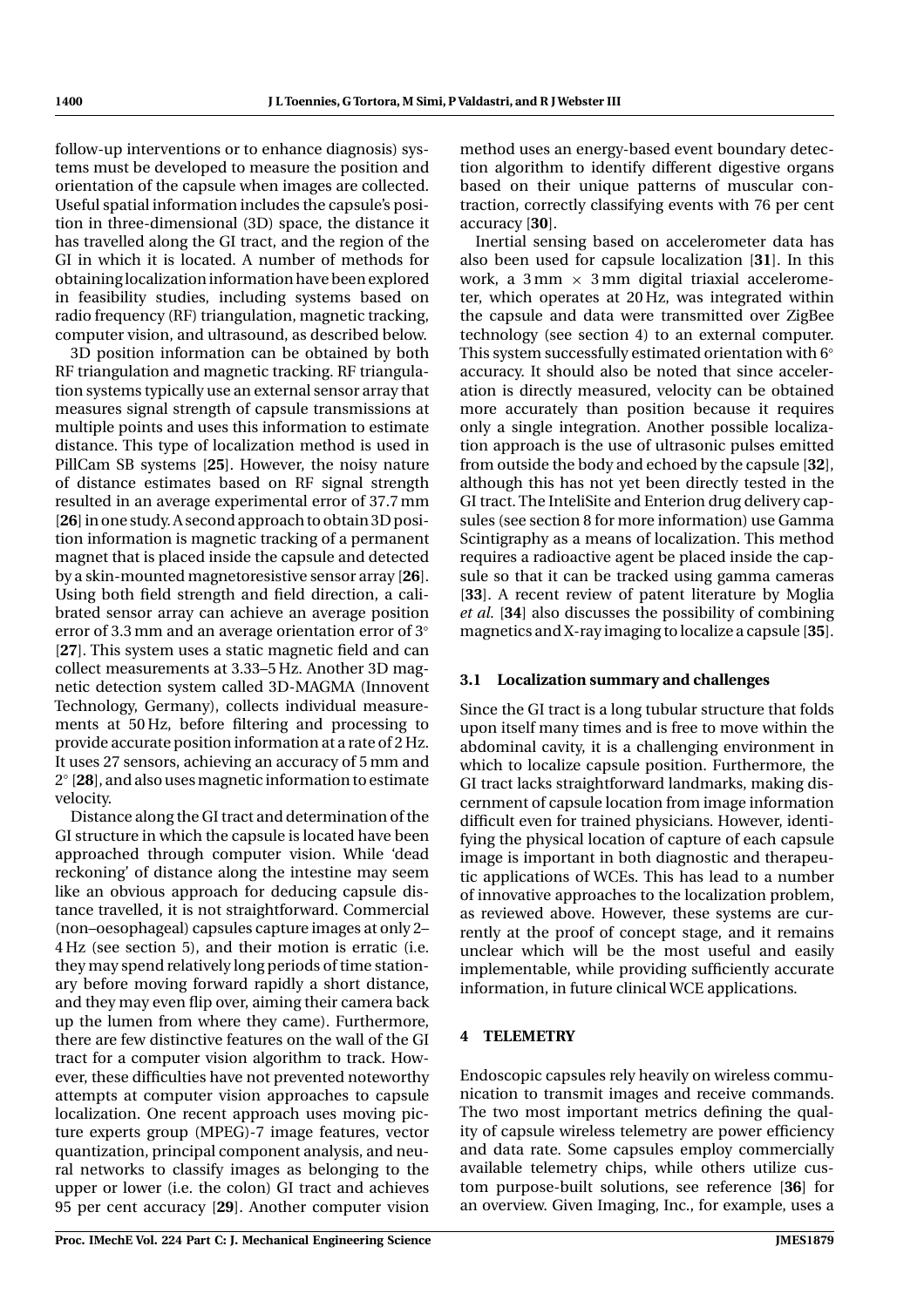follow-up interventions or to enhance diagnosis) systems must be developed to measure the position and orientation of the capsule when images are collected. Useful spatial information includes the capsule's position in three-dimensional (3D) space, the distance it has travelled along the GI tract, and the region of the GI in which it is located. A number of methods for obtaining localization information have been explored in feasibility studies, including systems based on radio frequency (RF) triangulation, magnetic tracking, computer vision, and ultrasound, as described below.

3D position information can be obtained by both RF triangulation and magnetic tracking. RF triangulation systems typically use an external sensor array that measures signal strength of capsule transmissions at multiple points and uses this information to estimate distance. This type of localization method is used in PillCam SB systems [**25**]. However, the noisy nature of distance estimates based on RF signal strength resulted in an average experimental error of 37.7 mm [**26**] in one study. A second approach to obtain 3D position information is magnetic tracking of a permanent magnet that is placed inside the capsule and detected by a skin-mounted magnetoresistive sensor array [**26**]. Using both field strength and field direction, a calibrated sensor array can achieve an average position error of 3.3 mm and an average orientation error of 3° [**27**]. This system uses a static magnetic field and can collect measurements at 3.33–5 Hz. Another 3D magnetic detection system called 3D-MAGMA (Innovent Technology, Germany), collects individual measurements at 50 Hz, before filtering and processing to provide accurate position information at a rate of 2 Hz. It uses 27 sensors, achieving an accuracy of 5 mm and 2° [**28**], and also uses magnetic information to estimate velocity.

Distance along the GI tract and determination of the GI structure in which the capsule is located have been approached through computer vision. While 'dead reckoning' of distance along the intestine may seem like an obvious approach for deducing capsule distance travelled, it is not straightforward. Commercial (non–oesophageal) capsules capture images at only 2–4 Hz (see section 5), and their motion is erratic (i.e. they may spend relatively long periods of time stationary before moving forward rapidly a short distance, and they may even flip over, aiming their camera back up the lumen from where they came). Furthermore, there are few distinctive features on the wall of the GI tract for a computer vision algorithm to track. However, these difficulties have not prevented noteworthy attempts at computer vision approaches to capsule localization. One recent approach uses moving picture experts group (MPEG)-7 image features, vector quantization, principal component analysis, and neural networks to classify images as belonging to the upper or lower (i.e. the colon) GI tract and achieves 95 per cent accuracy [**29**]. Another computer vision method uses an energy-based event boundary detection algorithm to identify different digestive organs based on their unique patterns of muscular contraction, correctly classifying events with 76 per cent accuracy [**30**].

Inertial sensing based on accelerometer data has also been used for capsule localization [**31**]. In this work, a 3 mm × 3 mm digital triaxial accelerometer, which operates at 20 Hz, was integrated within the capsule and data were transmitted over ZigBee technology (see section 4) to an external computer. This system successfully estimated orientation with 6° accuracy. It should also be noted that since acceleration is directly measured, velocity can be obtained more accurately than position because it requires only a single integration. Another possible localization approach is the use of ultrasonic pulses emitted from outside the body and echoed by the capsule [**32**], although this has not yet been directly tested in the GI tract. The InteliSite and Enterion drug delivery capsules (see section 8 for more information) use Gamma Scintigraphy as a means of localization. This method requires a radioactive agent be placed inside the capsule so that it can be tracked using gamma cameras [**33**]. A recent review of patent literature by Moglia *et al.* [**34**] also discusses the possibility of combining magnetics and X-ray imaging to localize a capsule [**35**].

### 3.1 Localization summary and challenges

Since the GI tract is a long tubular structure that folds upon itself many times and is free to move within the abdominal cavity, it is a challenging environment in which to localize capsule position. Furthermore, the GI tract lacks straightforward landmarks, making discernment of capsule location from image information difficult even for trained physicians. However, identifying the physical location of capture of each capsule image is important in both diagnostic and therapeutic applications of WCEs. This has lead to a number of innovative approaches to the localization problem, as reviewed above. However, these systems are currently at the proof of concept stage, and it remains unclear which will be the most useful and easily implementable, while providing sufficiently accurate information, in future clinical WCE applications.

## 4 TELEMETRY

Endoscopic capsules rely heavily on wireless communication to transmit images and receive commands. The two most important metrics defining the quality of capsule wireless telemetry are power efficiency and data rate. Some capsules employ commercially available telemetry chips, while others utilize custom purpose-built solutions, see reference [**36**] for an overview. Given Imaging, Inc., for example, uses a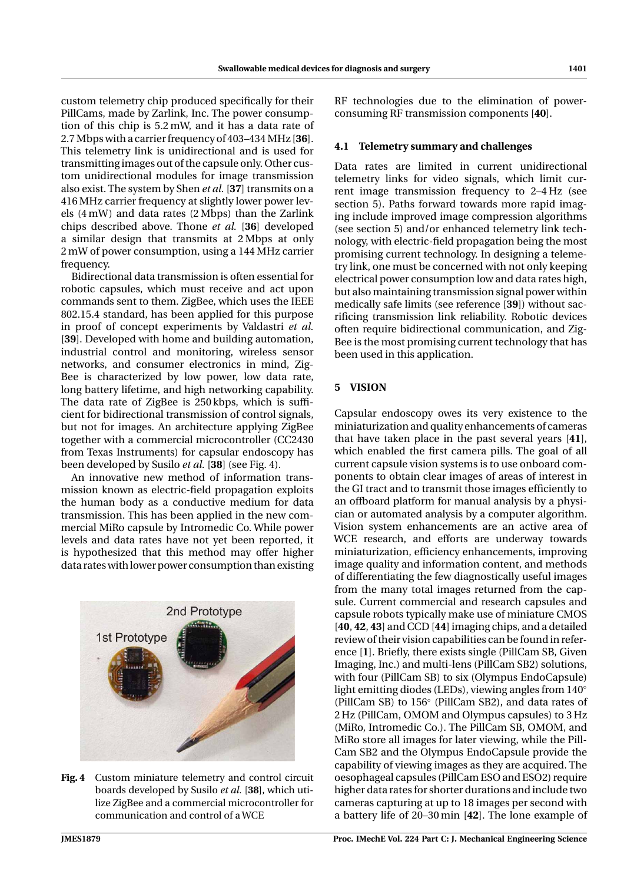custom telemetry chip produced specifically for their PillCams, made by Zarlink, Inc. The power consumption of this chip is 5.2 mW, and it has a data rate of 2.7 Mbps with a carrier frequency of 403–434 MHz [**36**]. This telemetry link is unidirectional and is used for transmitting images out of the capsule only. Other custom unidirectional modules for image transmission also exist. The system by Shen *et al.* [**37**] transmits on a 416 MHz carrier frequency at slightly lower power levels (4 mW) and data rates (2 Mbps) than the Zarlink chips described above. Thone *et al.* [**36**] developed a similar design that transmits at 2 Mbps at only 2 mW of power consumption, using a 144 MHz carrier frequency.

Bidirectional data transmission is often essential for robotic capsules, which must receive and act upon commands sent to them. ZigBee, which uses the IEEE 802.15.4 standard, has been applied for this purpose in proof of concept experiments by Valdastri *et al.* [**39**]. Developed with home and building automation, industrial control and monitoring, wireless sensor networks, and consumer electronics in mind, ZigBee is characterized by low power, low data rate, long battery lifetime, and high networking capability. The data rate of ZigBee is 250 kbps, which is sufficient for bidirectional transmission of control signals, but not for images. An architecture applying ZigBee together with a commercial microcontroller (CC2430 from Texas Instruments) for capsular endoscopy has been developed by Susilo *et al.* [**38**] (see Fig. 4).

An innovative new method of information transmission known as electric-field propagation exploits the human body as a conductive medium for data transmission. This has been applied in the new commercial MiRo capsule by Intromedic Co. While power levels and data rates have not yet been reported, it is hypothesized that this method may offer higher data rates with lower power consumption than existing RF technologies due to the elimination of power-consuming RF transmission components [**40**].

**Fig. 4** Custom miniature telemetry and control circuit boards developed by Susilo *et al.* [**38**], which utilize ZigBee and a commercial microcontroller for communication and control of a WCE

### 4.1 Telemetry summary and challenges

Data rates are limited in current unidirectional telemetry links for video signals, which limit current image transmission frequency to 2–4 Hz (see section 5). Paths forward towards more rapid imaging include improved image compression algorithms (see section 5) and/or enhanced telemetry link technology, with electric-field propagation being the most promising current technology. In designing a telemetry link, one must be concerned with not only keeping electrical power consumption low and data rates high, but also maintaining transmission signal power within medically safe limits (see reference [**39**]) without sacrificing transmission link reliability. Robotic devices often require bidirectional communication, and ZigBee is the most promising current technology that has been used in this application.

## 5 VISION

Capsular endoscopy owes its very existence to the miniaturization and quality enhancements of cameras that have taken place in the past several years [**41**], which enabled the first camera pills. The goal of all current capsule vision systems is to use onboard components to obtain clear images of areas of interest in the GI tract and to transmit those images efficiently to an offboard platform for manual analysis by a physician or automated analysis by a computer algorithm. Vision system enhancements are an active area of WCE research, and efforts are underway towards miniaturization, efficiency enhancements, improving image quality and information content, and methods of differentiating the few diagnostically useful images from the many total images returned from the capsule. Current commercial and research capsules and capsule robots typically make use of miniature CMOS [**40**, **42**, **43**] and CCD [**44**] imaging chips, and a detailed review of their vision capabilities can be found in reference [**1**]. Briefly, there exists single (PillCam SB, Given Imaging, Inc.) and multi-lens (PillCam SB2) solutions, with four (PillCam SB) to six (Olympus EndoCapsule) light emitting diodes (LEDs), viewing angles from 140° (PillCam SB) to 156° (PillCam SB2), and data rates of 2 Hz (PillCam, OMOM and Olympus capsules) to 3 Hz (MiRo, Intromedic Co.). The PillCam SB, OMOM, and MiRo store all images for later viewing, while the PillCam SB2 and the Olympus EndoCapsule provide the capability of viewing images as they are acquired. The oesophageal capsules (PillCam ESO and ESO2) require higher data rates for shorter durations and include two cameras capturing at up to 18 images per second with a battery life of 20–30 min [**42**]. The lone example of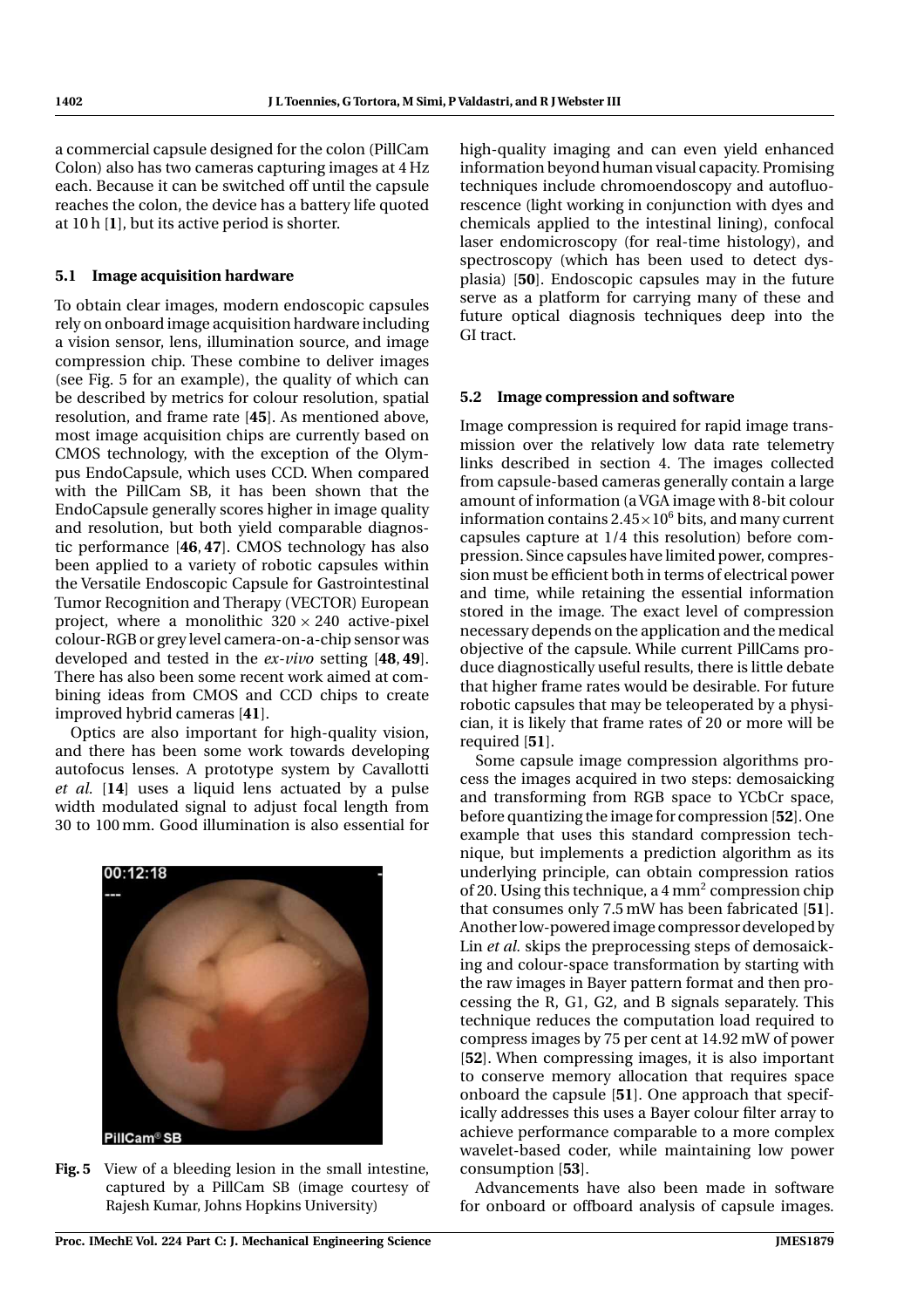a commercial capsule designed for the colon (PillCam Colon) also has two cameras capturing images at 4 Hz each. Because it can be switched off until the capsule reaches the colon, the device has a battery life quoted at 10 h [**1**], but its active period is shorter.

### 5.1 Image acquisition hardware

To obtain clear images, modern endoscopic capsules rely on onboard image acquisition hardware including a vision sensor, lens, illumination source, and image compression chip. These combine to deliver images (see Fig. 5 for an example), the quality of which can be described by metrics for colour resolution, spatial resolution, and frame rate [**45**]. As mentioned above, most image acquisition chips are currently based on CMOS technology, with the exception of the Olympus EndoCapsule, which uses CCD. When compared with the PillCam SB, it has been shown that the EndoCapsule generally scores higher in image quality and resolution, but both yield comparable diagnostic performance [**46**, **47**]. CMOS technology has also been applied to a variety of robotic capsules within the Versatile Endoscopic Capsule for Gastrointestinal Tumor Recognition and Therapy (VECTOR) European project, where a monolithic $320 \times 240$ active-pixel colour-RGB or grey level camera-on-a-chip sensor was developed and tested in the *ex-vivo* setting [**48**, **49**]. There has also been some recent work aimed at combining ideas from CMOS and CCD chips to create improved hybrid cameras [**41**].

Optics are also important for high-quality vision, and there has been some work towards developing autofocus lenses. A prototype system by Cavallotti *et al.* [**14**] uses a liquid lens actuated by a pulse width modulated signal to adjust focal length from 30 to 100 mm. Good illumination is also essential for high-quality imaging and can even yield enhanced information beyond human visual capacity. Promising techniques include chromoendoscopy and autofluorescence (light working in conjunction with dyes and chemicals applied to the intestinal lining), confocal laser endomicroscopy (for real-time histology), and spectroscopy (which has been used to detect dysplasia) [**50**]. Endoscopic capsules may in the future serve as a platform for carrying many of these and future optical diagnosis techniques deep into the GI tract.

**Fig. 5** View of a bleeding lesion in the small intestine, captured by a PillCam SB (image courtesy of Rajesh Kumar, Johns Hopkins University)

### 5.2 Image compression and software

Image compression is required for rapid image transmission over the relatively low data rate telemetry links described in section 4. The images collected from capsule-based cameras generally contain a large amount of information (a VGA image with 8-bit colour information contains $2.45 \times 10^6$ bits, and many current capsules capture at 1/4 this resolution) before compression. Since capsules have limited power, compression must be efficient both in terms of electrical power and time, while retaining the essential information stored in the image. The exact level of compression necessary depends on the application and the medical objective of the capsule. While current PillCams produce diagnostically useful results, there is little debate that higher frame rates would be desirable. For future robotic capsules that may be teleoperated by a physician, it is likely that frame rates of 20 or more will be required [**51**].

Some capsule image compression algorithms process the images acquired in two steps: demosaicking and transforming from RGB space to YCbCr space, before quantizing the image for compression [**52**]. One example that uses this standard compression technique, but implements a prediction algorithm as its underlying principle, can obtain compression ratios of 20. Using this technique, a 4 mm$^2$ compression chip that consumes only 7.5 mW has been fabricated [**51**]. Another low-powered image compressor developed by Lin *et al.* skips the preprocessing steps of demosaicking and colour-space transformation by starting with the raw images in Bayer pattern format and then processing the R, G1, G2, and B signals separately. This technique reduces the computation load required to compress images by 75 per cent at 14.92 mW of power [**52**]. When compressing images, it is also important to conserve memory allocation that requires space onboard the capsule [**51**]. One approach that specifically addresses this uses a Bayer colour filter array to achieve performance comparable to a more complex wavelet-based coder, while maintaining low power consumption [**53**].

Advancements have also been made in software for onboard or offboard analysis of capsule images.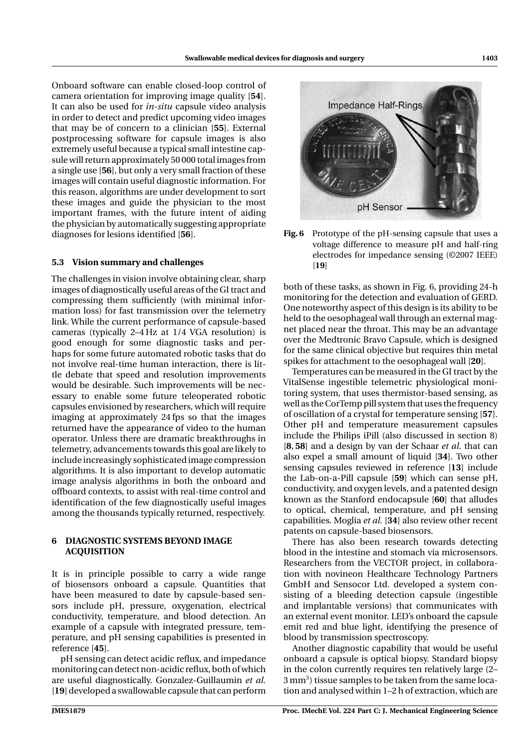Onboard software can enable closed-loop control of camera orientation for improving image quality [**54**]. It can also be used for *in-situ* capsule video analysis in order to detect and predict upcoming video images that may be of concern to a clinician [**55**]. External postprocessing software for capsule images is also extremely useful because a typical small intestine capsule will return approximately 50 000 total images from a single use [**56**], but only a very small fraction of these images will contain useful diagnostic information. For this reason, algorithms are under development to sort these images and guide the physician to the most important frames, with the future intent of aiding the physician by automatically suggesting appropriate diagnoses for lesions identified [**56**].

### 5.3 Vision summary and challenges

The challenges in vision involve obtaining clear, sharp images of diagnostically useful areas of the GI tract and compressing them sufficiently (with minimal information loss) for fast transmission over the telemetry link. While the current performance of capsule-based cameras (typically 2–4 Hz at 1/4 VGA resolution) is good enough for some diagnostic tasks and perhaps for some future automated robotic tasks that do not involve real-time human interaction, there is little debate that speed and resolution improvements would be desirable. Such improvements will be necessary to enable some future teleoperated robotic capsules envisioned by researchers, which will require imaging at approximately 24 fps so that the images returned have the appearance of video to the human operator. Unless there are dramatic breakthroughs in telemetry, advancements towards this goal are likely to include increasingly sophisticated image compression algorithms. It is also important to develop automatic image analysis algorithms in both the onboard and offboard contexts, to assist with real-time control and identification of the few diagnostically useful images among the thousands typically returned, respectively.

## 6 DIAGNOSTIC SYSTEMS BEYOND IMAGE ACQUISITION

It is in principle possible to carry a wide range of biosensors onboard a capsule. Quantities that have been measured to date by capsule-based sensors include pH, pressure, oxygenation, electrical conductivity, temperature, and blood detection. An example of a capsule with integrated pressure, temperature, and pH sensing capabilities is presented in reference [**45**].

pH sensing can detect acidic reflux, and impedance monitoring can detect non-acidic reflux, both of which are useful diagnostically. Gonzalez-Guillaumin *et al.* [**19**] developed a swallowable capsule that can perform both of these tasks, as shown in Fig. 6, providing 24-h monitoring for the detection and evaluation of GERD. One noteworthy aspect of this design is its ability to be held to the oesophageal wall through an external magnet placed near the throat. This may be an advantage over the Medtronic Bravo Capsule, which is designed for the same clinical objective but requires thin metal spikes for attachment to the oesophageal wall [**20**].

**Fig. 6** Prototype of the pH-sensing capsule that uses a voltage difference to measure pH and half-ring electrodes for impedance sensing (©2007 IEEE) [**19**]

Temperatures can be measured in the GI tract by the VitalSense ingestible telemetric physiological monitoring system, that uses thermistor-based sensing, as well as the CorTemp pill system that uses the frequency of oscillation of a crystal for temperature sensing [**57**]. Other pH and temperature measurement capsules include the Philips iPill (also discussed in section 8) [**8**, **58**] and a design by van der Schaar *et al.* that can also expel a small amount of liquid [**34**]. Two other sensing capsules reviewed in reference [**13**] include the Lab-on-a-Pill capsule [**59**] which can sense pH, conductivity, and oxygen levels, and a patented design known as the Stanford endocapsule [**60**] that alludes to optical, chemical, temperature, and pH sensing capabilities. Moglia *et al.* [**34**] also review other recent patents on capsule-based biosensors.

There has also been research towards detecting blood in the intestine and stomach via microsensors. Researchers from the VECTOR project, in collaboration with novineon Healthcare Technology Partners GmbH and Sensocor Ltd. developed a system consisting of a bleeding detection capsule (ingestible and implantable versions) that communicates with an external event monitor. LED's onboard the capsule emit red and blue light, identifying the presence of blood by transmission spectroscopy.

Another diagnostic capability that would be useful onboard a capsule is optical biopsy. Standard biopsy in the colon currently requires ten relatively large (2–3 $mm^3$) tissue samples to be taken from the same location and analysed within 1–2 h of extraction, which are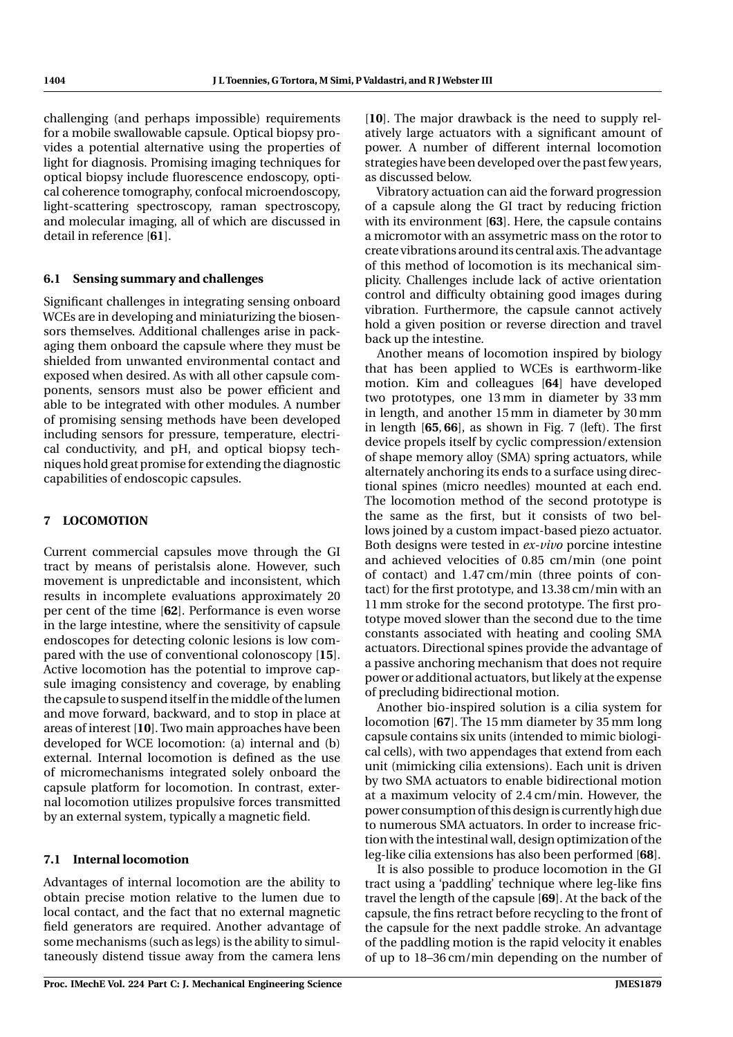challenging (and perhaps impossible) requirements for a mobile swallowable capsule. Optical biopsy provides a potential alternative using the properties of light for diagnosis. Promising imaging techniques for optical biopsy include fluorescence endoscopy, optical coherence tomography, confocal microendoscopy, light-scattering spectroscopy, raman spectroscopy, and molecular imaging, all of which are discussed in detail in reference [**61**].

### 6.1 Sensing summary and challenges

Significant challenges in integrating sensing onboard WCEs are in developing and miniaturizing the biosensors themselves. Additional challenges arise in packaging them onboard the capsule where they must be shielded from unwanted environmental contact and exposed when desired. As with all other capsule components, sensors must also be power efficient and able to be integrated with other modules. A number of promising sensing methods have been developed including sensors for pressure, temperature, electrical conductivity, and pH, and optical biopsy techniques hold great promise for extending the diagnostic capabilities of endoscopic capsules.

## 7 LOCOMOTION

Current commercial capsules move through the GI tract by means of peristalsis alone. However, such movement is unpredictable and inconsistent, which results in incomplete evaluations approximately 20 per cent of the time [**62**]. Performance is even worse in the large intestine, where the sensitivity of capsule endoscopes for detecting colonic lesions is low compared with the use of conventional colonoscopy [**15**]. Active locomotion has the potential to improve capsule imaging consistency and coverage, by enabling the capsule to suspend itself in the middle of the lumen and move forward, backward, and to stop in place at areas of interest [**10**]. Two main approaches have been developed for WCE locomotion: (a) internal and (b) external. Internal locomotion is defined as the use of micromechanisms integrated solely onboard the capsule platform for locomotion. In contrast, external locomotion utilizes propulsive forces transmitted by an external system, typically a magnetic field.

### 7.1 Internal locomotion

Advantages of internal locomotion are the ability to obtain precise motion relative to the lumen due to local contact, and the fact that no external magnetic field generators are required. Another advantage of some mechanisms (such as legs) is the ability to simultaneously distend tissue away from the camera lens [**10**]. The major drawback is the need to supply relatively large actuators with a significant amount of power. A number of different internal locomotion strategies have been developed over the past few years, as discussed below.

Vibratory actuation can aid the forward progression of a capsule along the GI tract by reducing friction with its environment [**63**]. Here, the capsule contains a micromotor with an assymetric mass on the rotor to create vibrations around its central axis. The advantage of this method of locomotion is its mechanical simplicity. Challenges include lack of active orientation control and difficulty obtaining good images during vibration. Furthermore, the capsule cannot actively hold a given position or reverse direction and travel back up the intestine.

Another means of locomotion inspired by biology that has been applied to WCEs is earthworm-like motion. Kim and colleagues [**64**] have developed two prototypes, one 13 mm in diameter by 33 mm in length, and another 15 mm in diameter by 30 mm in length [**65, 66**], as shown in Fig. 7 (left). The first device propels itself by cyclic compression/extension of shape memory alloy (SMA) spring actuators, while alternately anchoring its ends to a surface using directional spines (micro needles) mounted at each end. The locomotion method of the second prototype is the same as the first, but it consists of two bellows joined by a custom impact-based piezo actuator. Both designs were tested in *ex-vivo* porcine intestine and achieved velocities of 0.85 cm/min (one point of contact) and 1.47 cm/min (three points of contact) for the first prototype, and 13.38 cm/min with an 11 mm stroke for the second prototype. The first prototype moved slower than the second due to the time constants associated with heating and cooling SMA actuators. Directional spines provide the advantage of a passive anchoring mechanism that does not require power or additional actuators, but likely at the expense of precluding bidirectional motion.

Another bio-inspired solution is a cilia system for locomotion [**67**]. The 15 mm diameter by 35 mm long capsule contains six units (intended to mimic biological cells), with two appendages that extend from each unit (mimicking cilia extensions). Each unit is driven by two SMA actuators to enable bidirectional motion at a maximum velocity of 2.4 cm/min. However, the power consumption of this design is currently high due to numerous SMA actuators. In order to increase friction with the intestinal wall, design optimization of the leg-like cilia extensions has also been performed [**68**].

It is also possible to produce locomotion in the GI tract using a 'paddling' technique where leg-like fins travel the length of the capsule [**69**]. At the back of the capsule, the fins retract before recycling to the front of the capsule for the next paddle stroke. An advantage of the paddling motion is the rapid velocity it enables of up to 18–36 cm/min depending on the number of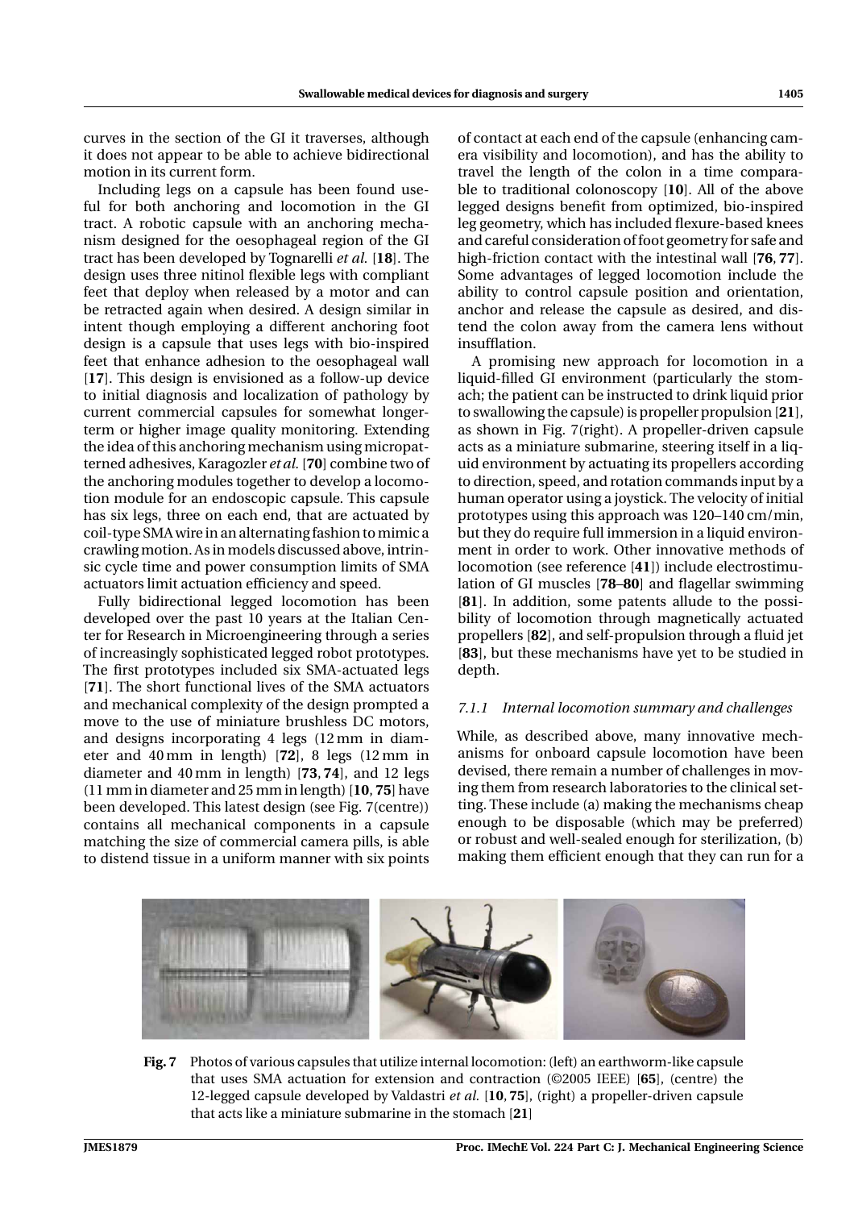curves in the section of the GI it traverses, although it does not appear to be able to achieve bidirectional motion in its current form.

Including legs on a capsule has been found useful for both anchoring and locomotion in the GI tract. A robotic capsule with an anchoring mechanism designed for the oesophageal region of the GI tract has been developed by Tognarelli *et al.* [**18**]. The design uses three nitinol flexible legs with compliant feet that deploy when released by a motor and can be retracted again when desired. A design similar in intent though employing a different anchoring foot design is a capsule that uses legs with bio-inspired feet that enhance adhesion to the oesophageal wall [**17**]. This design is envisioned as a follow-up device to initial diagnosis and localization of pathology by current commercial capsules for somewhat longer-term or higher image quality monitoring. Extending the idea of this anchoring mechanism using micropatterned adhesives, Karagozler *et al.* [**70**] combine two of the anchoring modules together to develop a locomotion module for an endoscopic capsule. This capsule has six legs, three on each end, that are actuated by coil-type SMA wire in an alternating fashion to mimic a crawling motion. As in models discussed above, intrinsic cycle time and power consumption limits of SMA actuators limit actuation efficiency and speed.

Fully bidirectional legged locomotion has been developed over the past 10 years at the Italian Center for Research in Microengineering through a series of increasingly sophisticated legged robot prototypes. The first prototypes included six SMA-actuated legs [**71**]. The short functional lives of the SMA actuators and mechanical complexity of the design prompted a move to the use of miniature brushless DC motors, and designs incorporating 4 legs (12 mm in diameter and 40 mm in length) [**72**], 8 legs (12 mm in diameter and 40 mm in length) [**73, 74**], and 12 legs (11 mm in diameter and 25 mm in length) [**10, 75**] have been developed. This latest design (see Fig. 7(centre)) contains all mechanical components in a capsule matching the size of commercial camera pills, is able to distend tissue in a uniform manner with six points of contact at each end of the capsule (enhancing camera visibility and locomotion), and has the ability to travel the length of the colon in a time comparable to traditional colonoscopy [**10**]. All of the above legged designs benefit from optimized, bio-inspired leg geometry, which has included flexure-based knees and careful consideration of foot geometry for safe and high-friction contact with the intestinal wall [**76, 77**]. Some advantages of legged locomotion include the ability to control capsule position and orientation, anchor and release the capsule as desired, and distend the colon away from the camera lens without insufflation.

A promising new approach for locomotion in a liquid-filled GI environment (particularly the stomach; the patient can be instructed to drink liquid prior to swallowing the capsule) is propeller propulsion [**21**], as shown in Fig. 7(right). A propeller-driven capsule acts as a miniature submarine, steering itself in a liquid environment by actuating its propellers according to direction, speed, and rotation commands input by a human operator using a joystick. The velocity of initial prototypes using this approach was 120–140 cm/min, but they do require full immersion in a liquid environment in order to work. Other innovative methods of locomotion (see reference [**41**]) include electrostimulation of GI muscles [**78–80**] and flagellar swimming [**81**]. In addition, some patents allude to the possibility of locomotion through magnetically actuated propellers [**82**], and self-propulsion through a fluid jet [**83**], but these mechanisms have yet to be studied in depth.

### *7.1.1 Internal locomotion summary and challenges*

While, as described above, many innovative mechanisms for onboard capsule locomotion have been devised, there remain a number of challenges in moving them from research laboratories to the clinical setting. These include (a) making the mechanisms cheap enough to be disposable (which may be preferred) or robust and well-sealed enough for sterilization, (b) making them efficient enough that they can run for a

**Fig. 7** Photos of various capsules that utilize internal locomotion: (left) an earthworm-like capsule that uses SMA actuation for extension and contraction (©2005 IEEE) [**65**], (centre) the 12-legged capsule developed by Valdastri *et al.* [**10, 75**], (right) a propeller-driven capsule that acts like a miniature submarine in the stomach [**21**]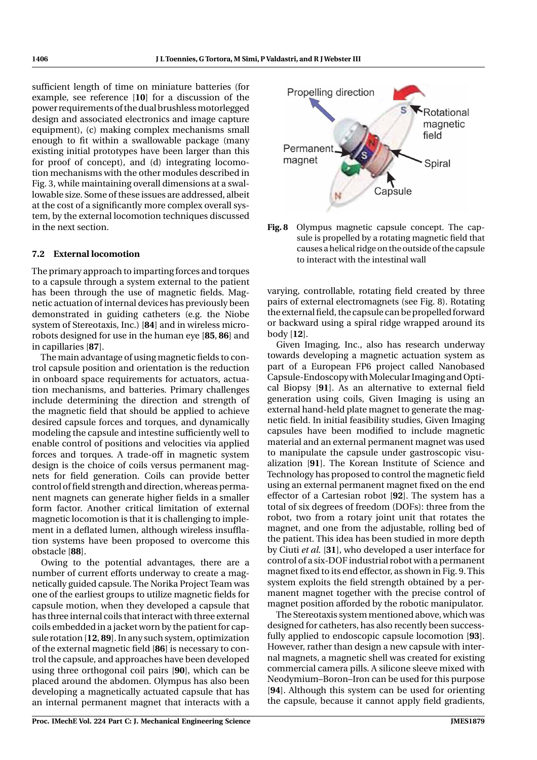sufficient length of time on miniature batteries (for example, see reference [**10**] for a discussion of the power requirements of the dual brushless motor legged design and associated electronics and image capture equipment), (c) making complex mechanisms small enough to fit within a swallowable package (many existing initial prototypes have been larger than this for proof of concept), and (d) integrating locomotion mechanisms with the other modules described in Fig. 3, while maintaining overall dimensions at a swallowable size. Some of these issues are addressed, albeit at the cost of a significantly more complex overall system, by the external locomotion techniques discussed in the next section.

### 7.2 External locomotion

The primary approach to imparting forces and torques to a capsule through a system external to the patient has been through the use of magnetic fields. Magnetic actuation of internal devices has previously been demonstrated in guiding catheters (e.g. the Niobe system of Stereotaxis, Inc.) [**84**] and in wireless microrobots designed for use in the human eye [**85**, **86**] and in capillaries [**87**].

The main advantage of using magnetic fields to control capsule position and orientation is the reduction in onboard space requirements for actuators, actuation mechanisms, and batteries. Primary challenges include determining the direction and strength of the magnetic field that should be applied to achieve desired capsule forces and torques, and dynamically modeling the capsule and intestine sufficiently well to enable control of positions and velocities via applied forces and torques. A trade-off in magnetic system design is the choice of coils versus permanent magnets for field generation. Coils can provide better control of field strength and direction, whereas permanent magnets can generate higher fields in a smaller form factor. Another critical limitation of external magnetic locomotion is that it is challenging to implement in a deflated lumen, although wireless insufflation systems have been proposed to overcome this obstacle [**88**].

Owing to the potential advantages, there are a number of current efforts underway to create a magnetically guided capsule. The Norika Project Team was one of the earliest groups to utilize magnetic fields for capsule motion, when they developed a capsule that has three internal coils that interact with three external coils embedded in a jacket worn by the patient for capsule rotation [**12**, **89**]. In any such system, optimization of the external magnetic field [**86**] is necessary to control the capsule, and approaches have been developed using three orthogonal coil pairs [**90**], which can be placed around the abdomen. Olympus has also been developing a magnetically actuated capsule that has an internal permanent magnet that interacts with a varying, controllable, rotating field created by three pairs of external electromagnets (see Fig. 8). Rotating the external field, the capsule can be propelled forward or backward using a spiral ridge wrapped around its body [**12**].

**Fig. 8** Olympus magnetic capsule concept. The capsule is propelled by a rotating magnetic field that causes a helical ridge on the outside of the capsule to interact with the intestinal wall

Given Imaging, Inc., also has research underway towards developing a magnetic actuation system as part of a European FP6 project called Nanobased Capsule-Endoscopy with Molecular Imaging and Optical Biopsy [**91**]. As an alternative to external field generation using coils, Given Imaging is using an external hand-held plate magnet to generate the magnetic field. In initial feasibility studies, Given Imaging capsules have been modified to include magnetic material and an external permanent magnet was used to manipulate the capsule under gastroscopic visualization [**91**]. The Korean Institute of Science and Technology has proposed to control the magnetic field using an external permanent magnet fixed on the end effector of a Cartesian robot [**92**]. The system has a total of six degrees of freedom (DOFs): three from the robot, two from a rotary joint unit that rotates the magnet, and one from the adjustable, rolling bed of the patient. This idea has been studied in more depth by Ciuti *et al.* [**31**], who developed a user interface for control of a six-DOF industrial robot with a permanent magnet fixed to its end effector, as shown in Fig. 9. This system exploits the field strength obtained by a permanent magnet together with the precise control of magnet position afforded by the robotic manipulator.

The Stereotaxis system mentioned above, which was designed for catheters, has also recently been successfully applied to endoscopic capsule locomotion [**93**]. However, rather than design a new capsule with internal magnets, a magnetic shell was created for existing commercial camera pills. A silicone sleeve mixed with Neodymium–Boron–Iron can be used for this purpose [**94**]. Although this system can be used for orienting the capsule, because it cannot apply field gradients,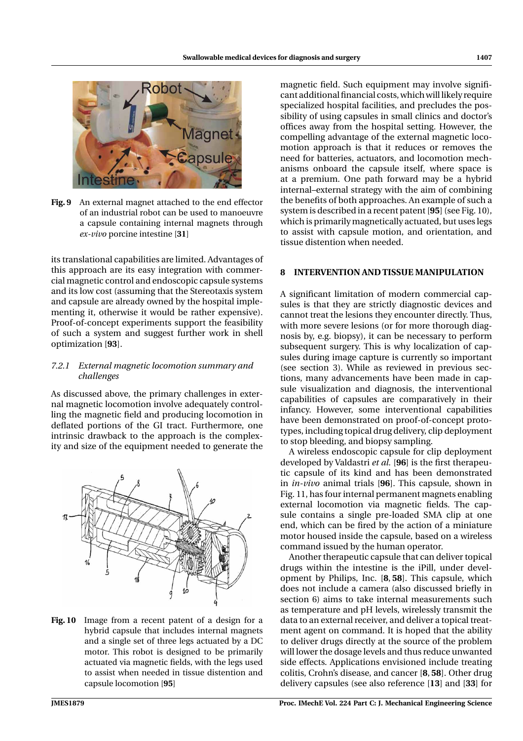**Fig. 9** An external magnet attached to the end effector of an industrial robot can be used to manoeuvre a capsule containing internal magnets through *ex-vivo* porcine intestine [**31**]

its translational capabilities are limited. Advantages of this approach are its easy integration with commercial magnetic control and endoscopic capsule systems and its low cost (assuming that the Stereotaxis system and capsule are already owned by the hospital implementing it, otherwise it would be rather expensive). Proof-of-concept experiments support the feasibility of such a system and suggest further work in shell optimization [**93**].

### *7.2.1 External magnetic locomotion summary and challenges*

As discussed above, the primary challenges in external magnetic locomotion involve adequately controlling the magnetic field and producing locomotion in deflated portions of the GI tract. Furthermore, one intrinsic drawback to the approach is the complexity and size of the equipment needed to generate the magnetic field. Such equipment may involve significant additional financial costs, which will likely require specialized hospital facilities, and precludes the possibility of using capsules in small clinics and doctor's offices away from the hospital setting. However, the compelling advantage of the external magnetic locomotion approach is that it reduces or removes the need for batteries, actuators, and locomotion mechanisms onboard the capsule itself, where space is at a premium. One path forward may be a hybrid internal–external strategy with the aim of combining the benefits of both approaches. An example of such a system is described in a recent patent [**95**] (see Fig. 10), which is primarily magnetically actuated, but uses legs to assist with capsule motion, and orientation, and tissue distention when needed.

**Fig. 10** Image from a recent patent of a design for a hybrid capsule that includes internal magnets and a single set of three legs actuated by a DC motor. This robot is designed to be primarily actuated via magnetic fields, with the legs used to assist when needed in tissue distention and capsule locomotion [**95**]

## 8 INTERVENTION AND TISSUE MANIPULATION

A significant limitation of modern commercial capsules is that they are strictly diagnostic devices and cannot treat the lesions they encounter directly. Thus, with more severe lesions (or for more thorough diagnosis by, e.g. biopsy), it can be necessary to perform subsequent surgery. This is why localization of capsules during image capture is currently so important (see section 3). While as reviewed in previous sections, many advancements have been made in capsule visualization and diagnosis, the interventional capabilities of capsules are comparatively in their infancy. However, some interventional capabilities have been demonstrated on proof-of-concept prototypes, including topical drug delivery, clip deployment to stop bleeding, and biopsy sampling.

A wireless endoscopic capsule for clip deployment developed by Valdastri *et al.* [**96**] is the first therapeutic capsule of its kind and has been demonstrated in *in-vivo* animal trials [**96**]. This capsule, shown in Fig. 11, has four internal permanent magnets enabling external locomotion via magnetic fields. The capsule contains a single pre-loaded SMA clip at one end, which can be fired by the action of a miniature motor housed inside the capsule, based on a wireless command issued by the human operator.

Another therapeutic capsule that can deliver topical drugs within the intestine is the iPill, under development by Philips, Inc. [**8, 58**]. This capsule, which does not include a camera (also discussed briefly in section 6) aims to take internal measurements such as temperature and pH levels, wirelessly transmit the data to an external receiver, and deliver a topical treatment agent on command. It is hoped that the ability to deliver drugs directly at the source of the problem will lower the dosage levels and thus reduce unwanted side effects. Applications envisioned include treating colitis, Crohn's disease, and cancer [**8, 58**]. Other drug delivery capsules (see also reference [**13**] and [**33**] for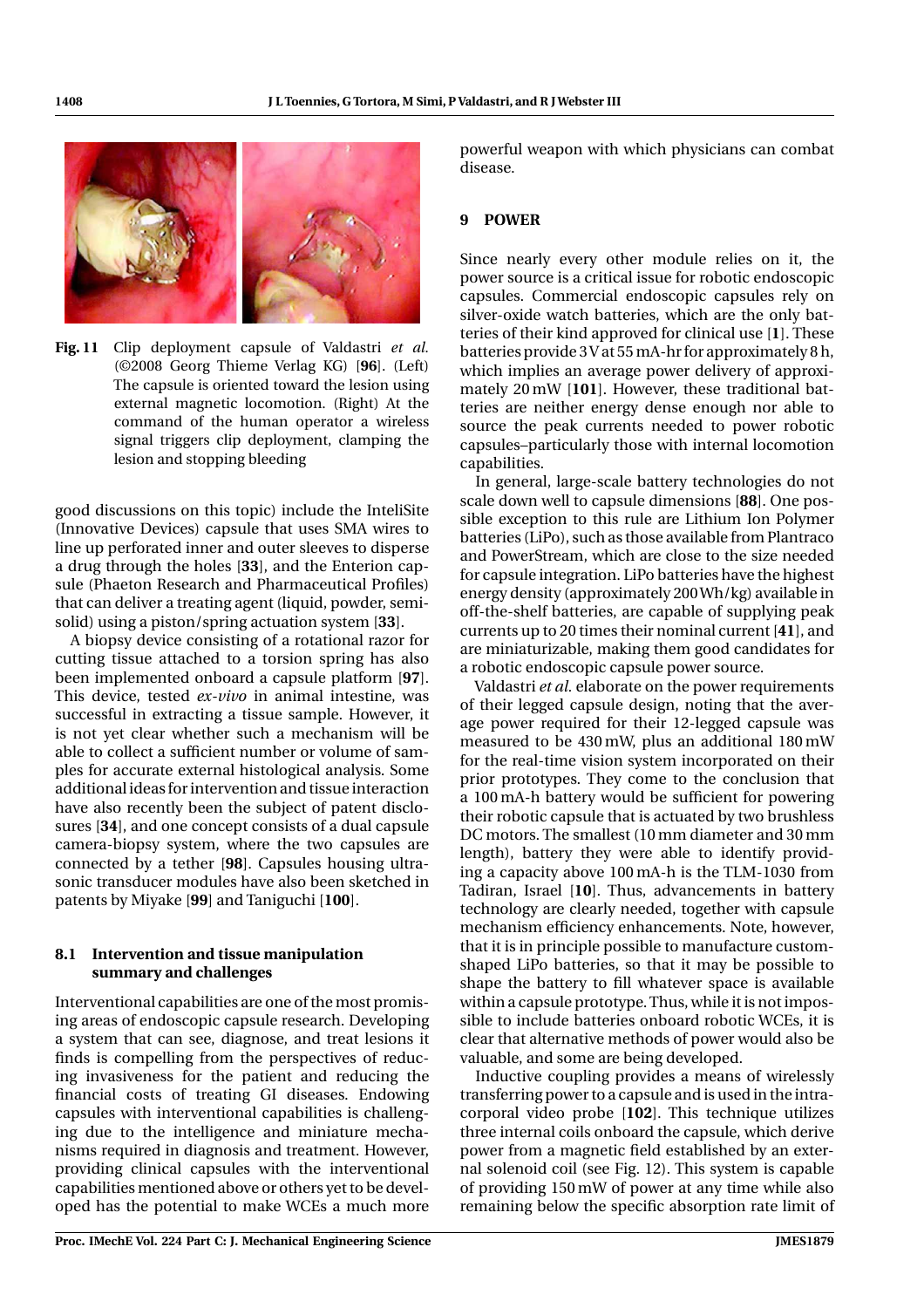Fig. 11 Clip deployment capsule of Valdastri *et al.* (©2008 Georg Thieme Verlag KG) [**96**]. (Left) The capsule is oriented toward the lesion using external magnetic locomotion. (Right) At the command of the human operator a wireless signal triggers clip deployment, clamping the lesion and stopping bleeding

good discussions on this topic) include the InteliSite (Innovative Devices) capsule that uses SMA wires to line up perforated inner and outer sleeves to disperse a drug through the holes [**33**], and the Enterion capsule (Phaeton Research and Pharmaceutical Profiles) that can deliver a treating agent (liquid, powder, semi-solid) using a piston/spring actuation system [**33**].

A biopsy device consisting of a rotational razor for cutting tissue attached to a torsion spring has also been implemented onboard a capsule platform [**97**]. This device, tested *ex-vivo* in animal intestine, was successful in extracting a tissue sample. However, it is not yet clear whether such a mechanism will be able to collect a sufficient number or volume of samples for accurate external histological analysis. Some additional ideas for intervention and tissue interaction have also recently been the subject of patent disclosures [**34**], and one concept consists of a dual capsule camera-biopsy system, where the two capsules are connected by a tether [**98**]. Capsules housing ultrasonic transducer modules have also been sketched in patents by Miyake [**99**] and Taniguchi [**100**].

### 8.1 Intervention and tissue manipulation summary and challenges

Interventional capabilities are one of the most promising areas of endoscopic capsule research. Developing a system that can see, diagnose, and treat lesions it finds is compelling from the perspectives of reducing invasiveness for the patient and reducing the financial costs of treating GI diseases. Endowing capsules with interventional capabilities is challenging due to the intelligence and miniature mechanisms required in diagnosis and treatment. However, providing clinical capsules with the interventional capabilities mentioned above or others yet to be developed has the potential to make WCEs a much more powerful weapon with which physicians can combat disease.

## 9 POWER

Since nearly every other module relies on it, the power source is a critical issue for robotic endoscopic capsules. Commercial endoscopic capsules rely on silver-oxide watch batteries, which are the only batteries of their kind approved for clinical use [**1**]. These batteries provide 3 V at 55 mA-hr for approximately 8 h, which implies an average power delivery of approximately 20 mW [**101**]. However, these traditional batteries are neither energy dense enough nor able to source the peak currents needed to power robotic capsules–particularly those with internal locomotion capabilities.

In general, large-scale battery technologies do not scale down well to capsule dimensions [**88**]. One possible exception to this rule are Lithium Ion Polymer batteries (LiPo), such as those available from Plantraco and PowerStream, which are close to the size needed for capsule integration. LiPo batteries have the highest energy density (approximately 200 Wh/kg) available in off-the-shelf batteries, are capable of supplying peak currents up to 20 times their nominal current [**41**], and are miniaturizable, making them good candidates for a robotic endoscopic capsule power source.

Valdastri *et al.* elaborate on the power requirements of their legged capsule design, noting that the average power required for their 12-legged capsule was measured to be 430 mW, plus an additional 180 mW for the real-time vision system incorporated on their prior prototypes. They come to the conclusion that a 100 mA-h battery would be sufficient for powering their robotic capsule that is actuated by two brushless DC motors. The smallest (10 mm diameter and 30 mm length), battery they were able to identify providing a capacity above 100 mA-h is the TLM-1030 from Tadiran, Israel [**10**]. Thus, advancements in battery technology are clearly needed, together with capsule mechanism efficiency enhancements. Note, however, that it is in principle possible to manufacture custom-shaped LiPo batteries, so that it may be possible to shape the battery to fill whatever space is available within a capsule prototype. Thus, while it is not impossible to include batteries onboard robotic WCEs, it is clear that alternative methods of power would also be valuable, and some are being developed.

Inductive coupling provides a means of wirelessly transferring power to a capsule and is used in the intracorporal video probe [**102**]. This technique utilizes three internal coils onboard the capsule, which derive power from a magnetic field established by an external solenoid coil (see Fig. 12). This system is capable of providing 150 mW of power at any time while also remaining below the specific absorption rate limit of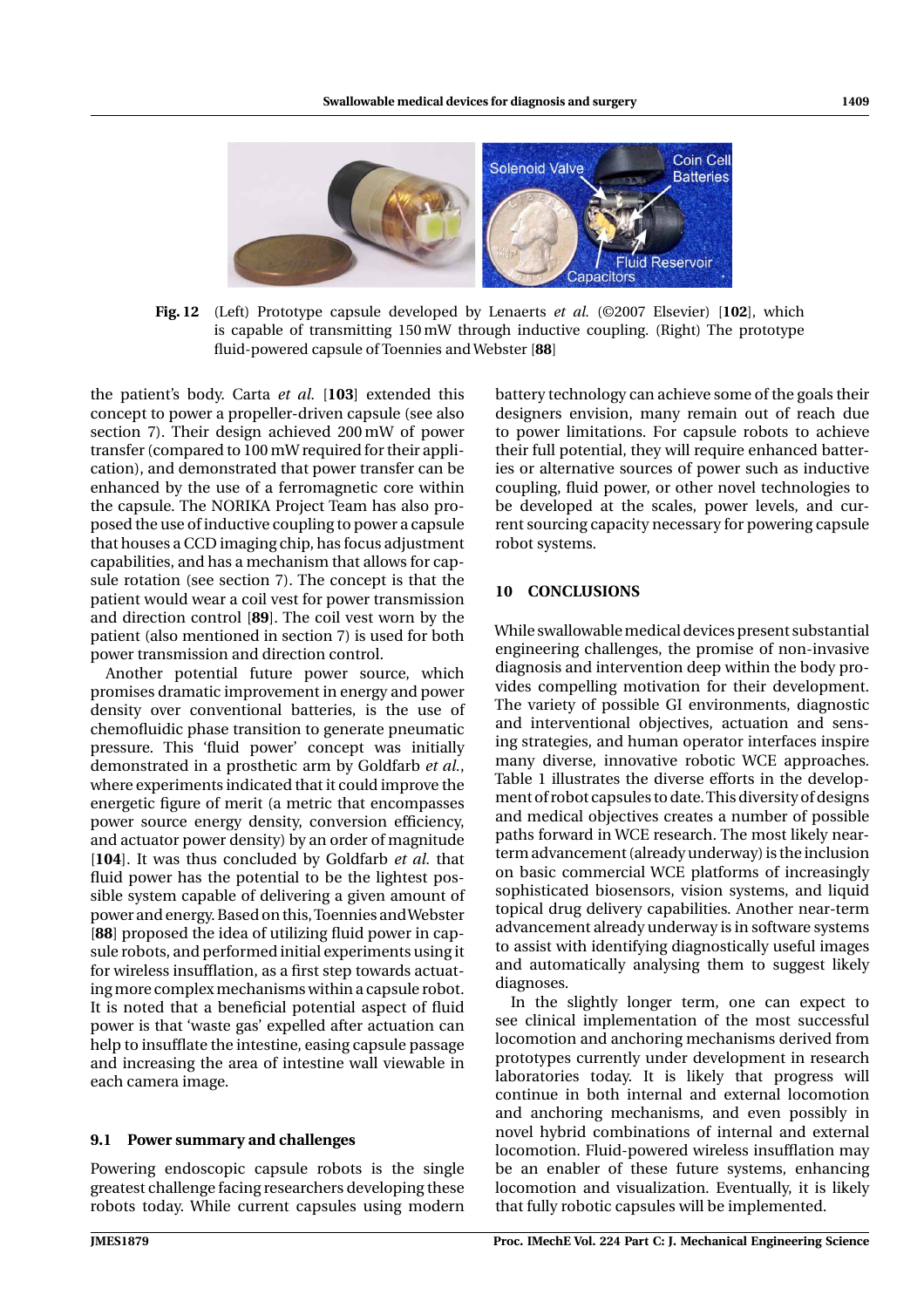**Fig. 12** (Left) Prototype capsule developed by Lenaerts *et al.* (©2007 Elsevier) [**102**], which is capable of transmitting 150 mW through inductive coupling. (Right) The prototype fluid-powered capsule of Toennies and Webster [**88**]

the patient's body. Carta *et al.* [**103**] extended this concept to power a propeller-driven capsule (see also section 7). Their design achieved 200 mW of power transfer (compared to 100 mW required for their application), and demonstrated that power transfer can be enhanced by the use of a ferromagnetic core within the capsule. The NORIKA Project Team has also proposed the use of inductive coupling to power a capsule that houses a CCD imaging chip, has focus adjustment capabilities, and has a mechanism that allows for capsule rotation (see section 7). The concept is that the patient would wear a coil vest for power transmission and direction control [**89**]. The coil vest worn by the patient (also mentioned in section 7) is used for both power transmission and direction control.

Another potential future power source, which promises dramatic improvement in energy and power density over conventional batteries, is the use of chemofluidic phase transition to generate pneumatic pressure. This 'fluid power' concept was initially demonstrated in a prosthetic arm by Goldfarb *et al.*, where experiments indicated that it could improve the energetic figure of merit (a metric that encompasses power source energy density, conversion efficiency, and actuator power density) by an order of magnitude [**104**]. It was thus concluded by Goldfarb *et al.* that fluid power has the potential to be the lightest possible system capable of delivering a given amount of power and energy. Based on this, Toennies and Webster [**88**] proposed the idea of utilizing fluid power in capsule robots, and performed initial experiments using it for wireless insufflation, as a first step towards actuating more complex mechanisms within a capsule robot. It is noted that a beneficial potential aspect of fluid power is that 'waste gas' expelled after actuation can help to insufflate the intestine, easing capsule passage and increasing the area of intestine wall viewable in each camera image.

### 9.1 Power summary and challenges

Powering endoscopic capsule robots is the single greatest challenge facing researchers developing these robots today. While current capsules using modern battery technology can achieve some of the goals their designers envision, many remain out of reach due to power limitations. For capsule robots to achieve their full potential, they will require enhanced batteries or alternative sources of power such as inductive coupling, fluid power, or other novel technologies to be developed at the scales, power levels, and current sourcing capacity necessary for powering capsule robot systems.

## 10 CONCLUSIONS

While swallowable medical devices present substantial engineering challenges, the promise of non-invasive diagnosis and intervention deep within the body provides compelling motivation for their development. The variety of possible GI environments, diagnostic and interventional objectives, actuation and sensing strategies, and human operator interfaces inspire many diverse, innovative robotic WCE approaches. Table 1 illustrates the diverse efforts in the development of robot capsules to date. This diversity of designs and medical objectives creates a number of possible paths forward in WCE research. The most likely near-term advancement (already underway) is the inclusion on basic commercial WCE platforms of increasingly sophisticated biosensors, vision systems, and liquid topical drug delivery capabilities. Another near-term advancement already underway is in software systems to assist with identifying diagnostically useful images and automatically analysing them to suggest likely diagnoses.

In the slightly longer term, one can expect to see clinical implementation of the most successful locomotion and anchoring mechanisms derived from prototypes currently under development in research laboratories today. It is likely that progress will continue in both internal and external locomotion and anchoring mechanisms, and even possibly in novel hybrid combinations of internal and external locomotion. Fluid-powered wireless insufflation may be an enabler of these future systems, enhancing locomotion and visualization. Eventually, it is likely that fully robotic capsules will be implemented.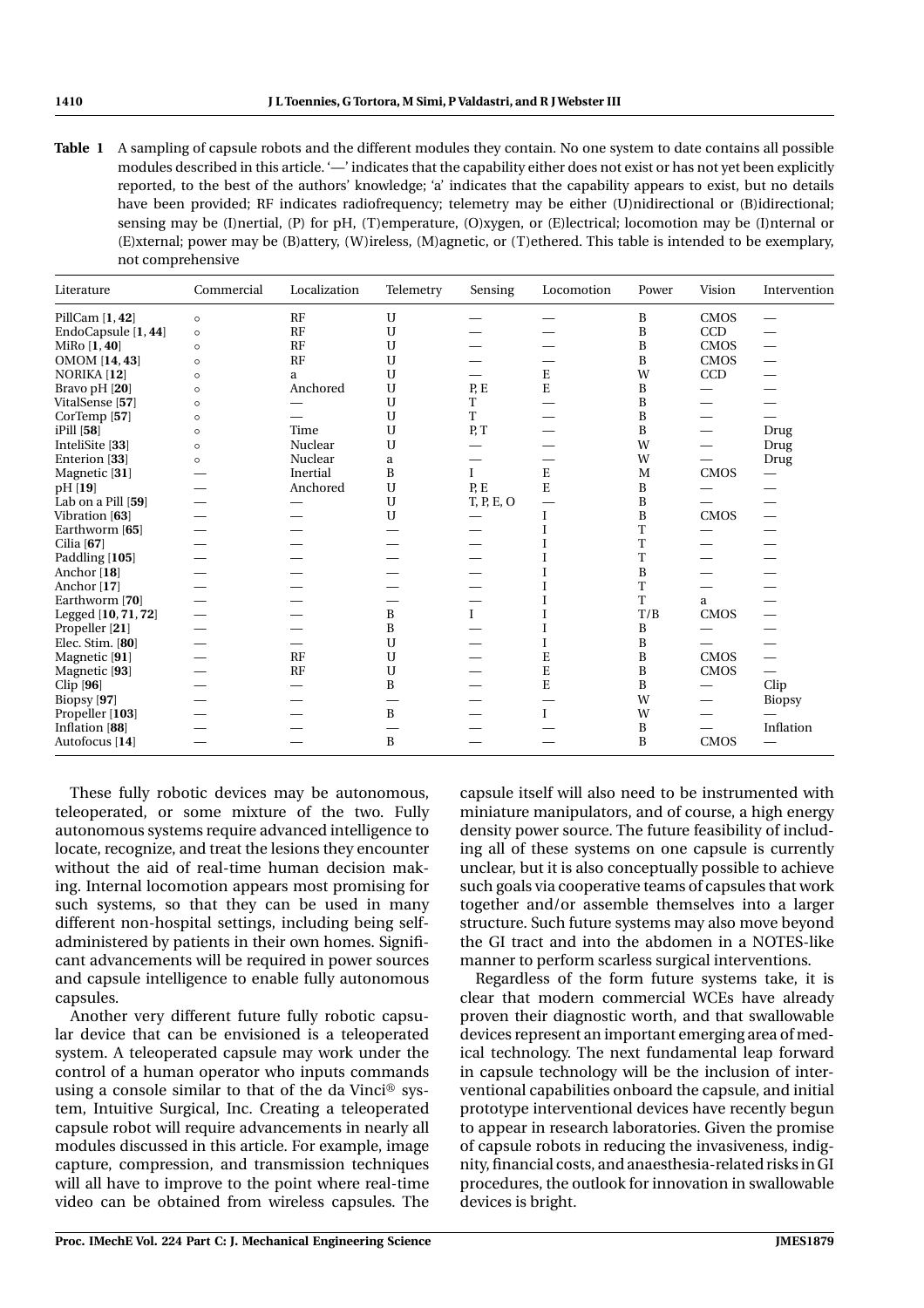**Table 1** A sampling of capsule robots and the different modules they contain. No one system to date contains all possible modules described in this article. '—' indicates that the capability either does not exist or has not yet been explicitly reported, to the best of the authors' knowledge; 'a' indicates that the capability appears to exist, but no details have been provided; RF indicates radiofrequency; telemetry may be either (U)nidirectional or (B)idirectional; sensing may be (I)nertial, (P) for pH, (T)emperature, (O)xygen, or (E)lectrical; locomotion may be (I)nternal or (E)xternal; power may be (B)attery, (W)ireless, (M)agnetic, or (T)ethered. This table is intended to be exemplary, not comprehensive

| Literature | Commercial | Localization | Telemetry | Sensing | Locomotion | Power | Vision | Intervention |
|---|---|---|---|---|---|---|---|---|
| PillCam [**1**, **42**] | ◦ | RF | U | — | — | B | CMOS | — |
| EndoCapsule [**1**, **44**] | ◦ | RF | U | — | — | B | CCD | — |
| MiRo [**1**, **40**] | ◦ | RF | U | — | — | B | CMOS | — |
| OMOM [**14**, **43**] | ◦ | RF | U | — | — | B | CMOS | — |
| NORIKA [**12**] | ◦ | a | U | — | E | W | CCD | — |
| Bravo pH [**20**] | ◦ | Anchored | U | P, E | E | B | — | — |
| VitalSense [**57**] | ◦ | — | U | T | — | B | — | — |
| CorTemp [**57**] | ◦ | — | U | T | — | B | — | — |
| iPill [**58**] | ◦ | Time | U | P, T | — | B | — | Drug |
| InteliSite [**33**] | ◦ | Nuclear | U | — | — | W | — | Drug |
| Enterion [**33**] | ◦ | Nuclear | a | — | — | W | — | Drug |
| Magnetic [**31**] | — | Inertial | B | I | E | M | CMOS | — |
| pH [**19**] | — | Anchored | U | P, E | E | B | — | — |
| Lab on a Pill [**59**] | — | — | U | T, P, E, O | — | B | — | — |
| Vibration [**63**] | — | — | U | — | I | B | CMOS | — |
| Earthworm [**65**] | — | — | — | — | I | T | — | — |
| Cilia [**67**] | — | — | — | — | I | T | — | — |
| Paddling [**105**] | — | — | — | — | I | T | — | — |
| Anchor [**18**] | — | — | — | — | I | B | — | — |
| Anchor [**17**] | — | — | — | — | I | T | — | — |
| Earthworm [**70**] | — | — | — | — | I | T | a | — |
| Legged [**10**, **71**, **72**] | — | — | B | I | I | T/B | CMOS | — |
| Propeller [**21**] | — | — | B | — | I | B | — | — |
| Elec. Stim. [**80**] | — | — | U | — | I | B | — | — |
| Magnetic [**91**] | — | RF | U | — | E | B | CMOS | — |
| Magnetic [**93**] | — | RF | U | — | E | B | CMOS | — |
| Clip [**96**] | — | — | B | — | E | B | — | Clip |
| Biopsy [**97**] | — | — | — | — | — | W | — | Biopsy |
| Propeller [**103**] | — | — | B | — | I | W | — | — |
| Inflation [**88**] | — | — | — | — | — | B | — | Inflation |
| Autofocus [**14**] | — | — | B | — | — | B | CMOS | — |

These fully robotic devices may be autonomous, teleoperated, or some mixture of the two. Fully autonomous systems require advanced intelligence to locate, recognize, and treat the lesions they encounter without the aid of real-time human decision making. Internal locomotion appears most promising for such systems, so that they can be used in many different non-hospital settings, including being self-administered by patients in their own homes. Significant advancements will be required in power sources and capsule intelligence to enable fully autonomous capsules.

Another very different future fully robotic capsular device that can be envisioned is a teleoperated system. A teleoperated capsule may work under the control of a human operator who inputs commands using a console similar to that of the da Vinci® system, Intuitive Surgical, Inc. Creating a teleoperated capsule robot will require advancements in nearly all modules discussed in this article. For example, image capture, compression, and transmission techniques will all have to improve to the point where real-time video can be obtained from wireless capsules. The capsule itself will also need to be instrumented with miniature manipulators, and of course, a high energy density power source. The future feasibility of including all of these systems on one capsule is currently unclear, but it is also conceptually possible to achieve such goals via cooperative teams of capsules that work together and/or assemble themselves into a larger structure. Such future systems may also move beyond the GI tract and into the abdomen in a NOTES-like manner to perform scarless surgical interventions.

Regardless of the form future systems take, it is clear that modern commercial WCEs have already proven their diagnostic worth, and that swallowable devices represent an important emerging area of medical technology. The next fundamental leap forward in capsule technology will be the inclusion of interventional capabilities onboard the capsule, and initial prototype interventional devices have recently begun to appear in research laboratories. Given the promise of capsule robots in reducing the invasiveness, indignity, financial costs, and anaesthesia-related risks in GI procedures, the outlook for innovation in swallowable devices is bright.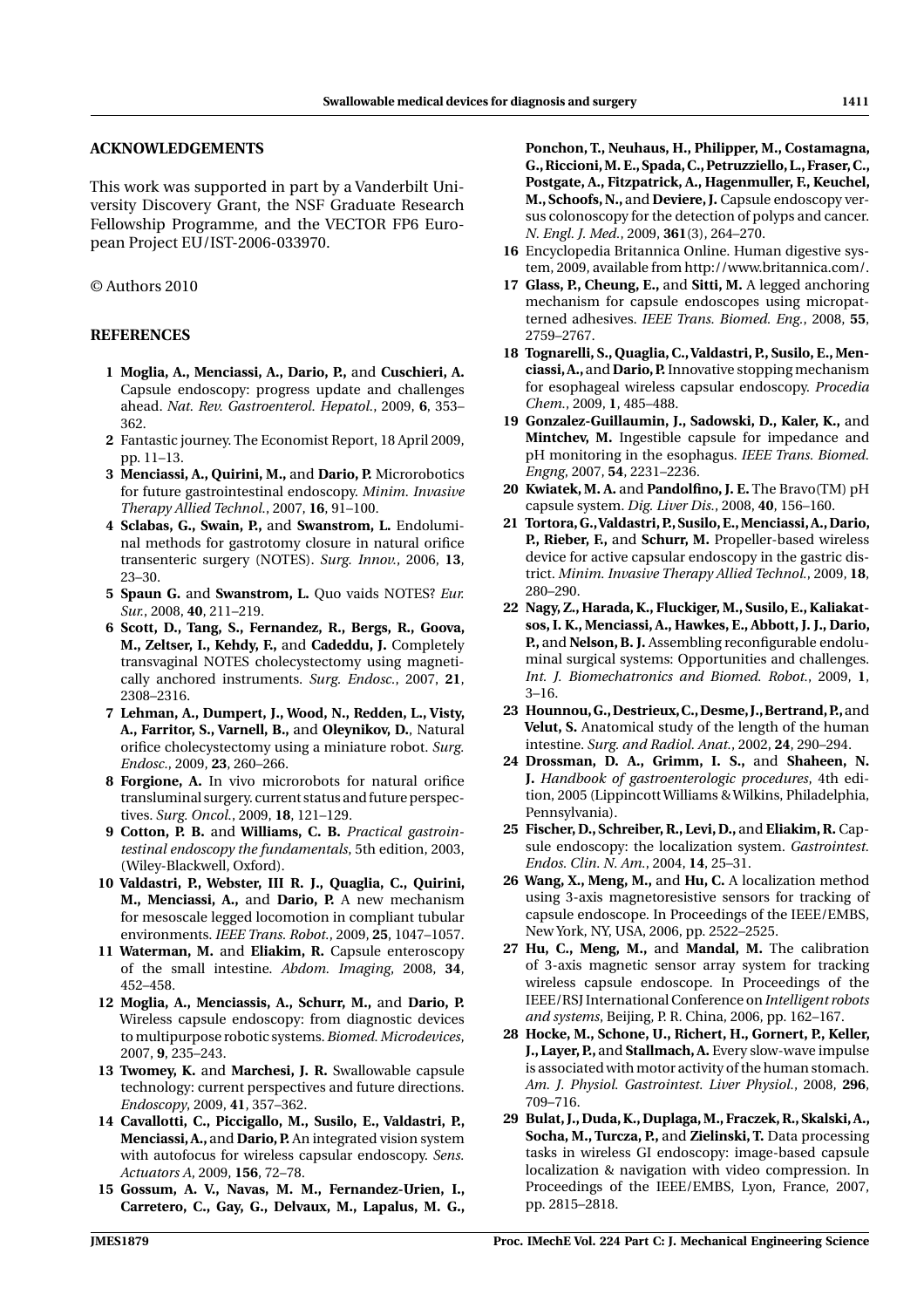## ACKNOWLEDGEMENTS

This work was supported in part by a Vanderbilt University Discovery Grant, the NSF Graduate Research Fellowship Programme, and the VECTOR FP6 European Project EU/IST-2006-033970.

© Authors 2010

## REFERENCES

1. **Moglia, A., Menciassi, A., Dario, P.,** and **Cuschieri, A.** Capsule endoscopy: progress update and challenges ahead. *Nat. Rev. Gastroenterol. Hepatol.*, 2009, **6**, 353–362.
2. Fantastic journey. The Economist Report, 18 April 2009, pp. 11–13.
3. **Menciassi, A., Quirini, M.,** and **Dario, P.** Microrobotics for future gastrointestinal endoscopy. *Minim. Invasive Therapy Allied Technol.*, 2007, **16**, 91–100.
4. **Sclabas, G., Swain, P.,** and **Swanstrom, L.** Endoluminal methods for gastrotomy closure in natural orifice transenteric surgery (NOTES). *Surg. Innov.*, 2006, **13**, 23–30.
5. **Spaun G.** and **Swanstrom, L.** Quo vaids NOTES? *Eur. Sur.*, 2008, **40**, 211–219.
6. **Scott, D., Tang, S., Fernandez, R., Bergs, R., Goova, M., Zeltser, I., Kehdy, F.,** and **Cadeddu, J.** Completely transvaginal NOTES cholecystectomy using magnetically anchored instruments. *Surg. Endosc.*, 2007, **21**, 2308–2316.
7. **Lehman, A., Dumpert, J., Wood, N., Redden, L., Visty, A., Farritor, S., Varnell, B.,** and **Oleynikov, D.**, Natural orifice cholecystectomy using a miniature robot. *Surg. Endosc.*, 2009, **23**, 260–266.
8. **Forgione, A.** In vivo microrobots for natural orifice transluminal surgery. current status and future perspectives. *Surg. Oncol.*, 2009, **18**, 121–129.
9. **Cotton, P. B.** and **Williams, C. B.** *Practical gastrointestinal endoscopy the fundamentals*, 5th edition, 2003, (Wiley-Blackwell, Oxford).
10. **Valdastri, P., Webster, III R. J., Quaglia, C., Quirini, M., Menciassi, A.,** and **Dario, P.** A new mechanism for mesoscale legged locomotion in compliant tubular environments. *IEEE Trans. Robot.*, 2009, **25**, 1047–1057.
11. **Waterman, M.** and **Eliakim, R.** Capsule enteroscopy of the small intestine. *Abdom. Imaging*, 2008, **34**, 452–458.
12. **Moglia, A., Menciassis, A., Schurr, M.,** and **Dario, P.** Wireless capsule endoscopy: from diagnostic devices to multipurpose robotic systems. *Biomed. Microdevices*, 2007, **9**, 235–243.
13. **Twomey, K.** and **Marchesi, J. R.** Swallowable capsule technology: current perspectives and future directions. *Endoscopy*, 2009, **41**, 357–362.
14. **Cavallotti, C., Piccigallo, M., Susilo, E., Valdastri, P., Menciassi, A.,** and **Dario, P.** An integrated vision system with autofocus for wireless capsular endoscopy. *Sens. Actuators A*, 2009, **156**, 72–78.
15. **Gossum, A. V., Navas, M. M., Fernandez-Urien, I., Carretero, C., Gay, G., Delvaux, M., Lapalus, M. G., Ponchon, T., Neuhaus, H., Philipper, M., Costamagna, G., Riccioni, M. E., Spada, C., Petruzziello, L., Fraser, C., Postgate, A., Fitzpatrick, A., Hagenmuller, F., Keuchel, M., Schoofs, N.,** and **Deviere, J.** Capsule endoscopy versus colonoscopy for the detection of polyps and cancer. *N. Engl. J. Med.*, 2009, **361**(3), 264–270.
16. Encyclopedia Britannica Online. Human digestive system, 2009, available from http://www.britannica.com/.
17. **Glass, P., Cheung, E.,** and **Sitti, M.** A legged anchoring mechanism for capsule endoscopes using micropatterned adhesives. *IEEE Trans. Biomed. Eng.*, 2008, **55**, 2759–2767.
18. **Tognarelli, S., Quaglia, C., Valdastri, P., Susilo, E., Menciassi, A.,** and **Dario, P.** Innovative stopping mechanism for esophageal wireless capsular endoscopy. *Procedia Chem.*, 2009, **1**, 485–488.
19. **Gonzalez-Guillaumin, J., Sadowski, D., Kaler, K.,** and **Mintchev, M.** Ingestible capsule for impedance and pH monitoring in the esophagus. *IEEE Trans. Biomed. Engng*, 2007, **54**, 2231–2236.
20. **Kwiatek, M. A.** and **Pandolfino, J. E.** The Bravo(TM) pH capsule system. *Dig. Liver Dis.*, 2008, **40**, 156–160.
21. **Tortora, G., Valdastri, P., Susilo, E., Menciassi, A., Dario, P., Rieber, F.,** and **Schurr, M.** Propeller-based wireless device for active capsular endoscopy in the gastric district. *Minim. Invasive Therapy Allied Technol.*, 2009, **18**, 280–290.
22. **Nagy, Z., Harada, K., Fluckiger, M., Susilo, E., Kaliakatsos, I. K., Menciassi, A., Hawkes, E., Abbott, J. J., Dario, P.,** and **Nelson, B. J.** Assembling reconfigurable endoluminal surgical systems: Opportunities and challenges. *Int. J. Biomechatronics and Biomed. Robot.*, 2009, **1**, 3–16.
23. **Hounnou, G., Destrieux, C., Desme, J., Bertrand, P.,** and **Velut, S.** Anatomical study of the length of the human intestine. *Surg. and Radiol. Anat.*, 2002, **24**, 290–294.
24. **Drossman, D. A., Grimm, I. S.,** and **Shaheen, N. J.** *Handbook of gastroenterologic procedures*, 4th edition, 2005 (Lippincott Williams & Wilkins, Philadelphia, Pennsylvania).
25. **Fischer, D., Schreiber, R., Levi, D.,** and **Eliakim, R.** Capsule endoscopy: the localization system. *Gastrointest. Endos. Clin. N. Am.*, 2004, **14**, 25–31.
26. **Wang, X., Meng, M.,** and **Hu, C.** A localization method using 3-axis magnetoresistive sensors for tracking of capsule endoscope. In Proceedings of the IEEE/EMBS, New York, NY, USA, 2006, pp. 2522–2525.
27. **Hu, C., Meng, M.,** and **Mandal, M.** The calibration of 3-axis magnetic sensor array system for tracking wireless capsule endoscope. In Proceedings of the IEEE/RSJ International Conference on *Intelligent robots and systems*, Beijing, P. R. China, 2006, pp. 162–167.
28. **Hocke, M., Schone, U., Richert, H., Gornert, P., Keller, J., Layer, P.,** and **Stallmach, A.** Every slow-wave impulse is associated with motor activity of the human stomach. *Am. J. Physiol. Gastrointest. Liver Physiol.*, 2008, **296**, 709–716.
29. **Bulat, J., Duda, K., Duplaga, M., Fraczek, R., Skalski, A., Socha, M., Turcza, P.,** and **Zielinski, T.** Data processing tasks in wireless GI endoscopy: image-based capsule localization & navigation with video compression. In Proceedings of the IEEE/EMBS, Lyon, France, 2007, pp. 2815–2818.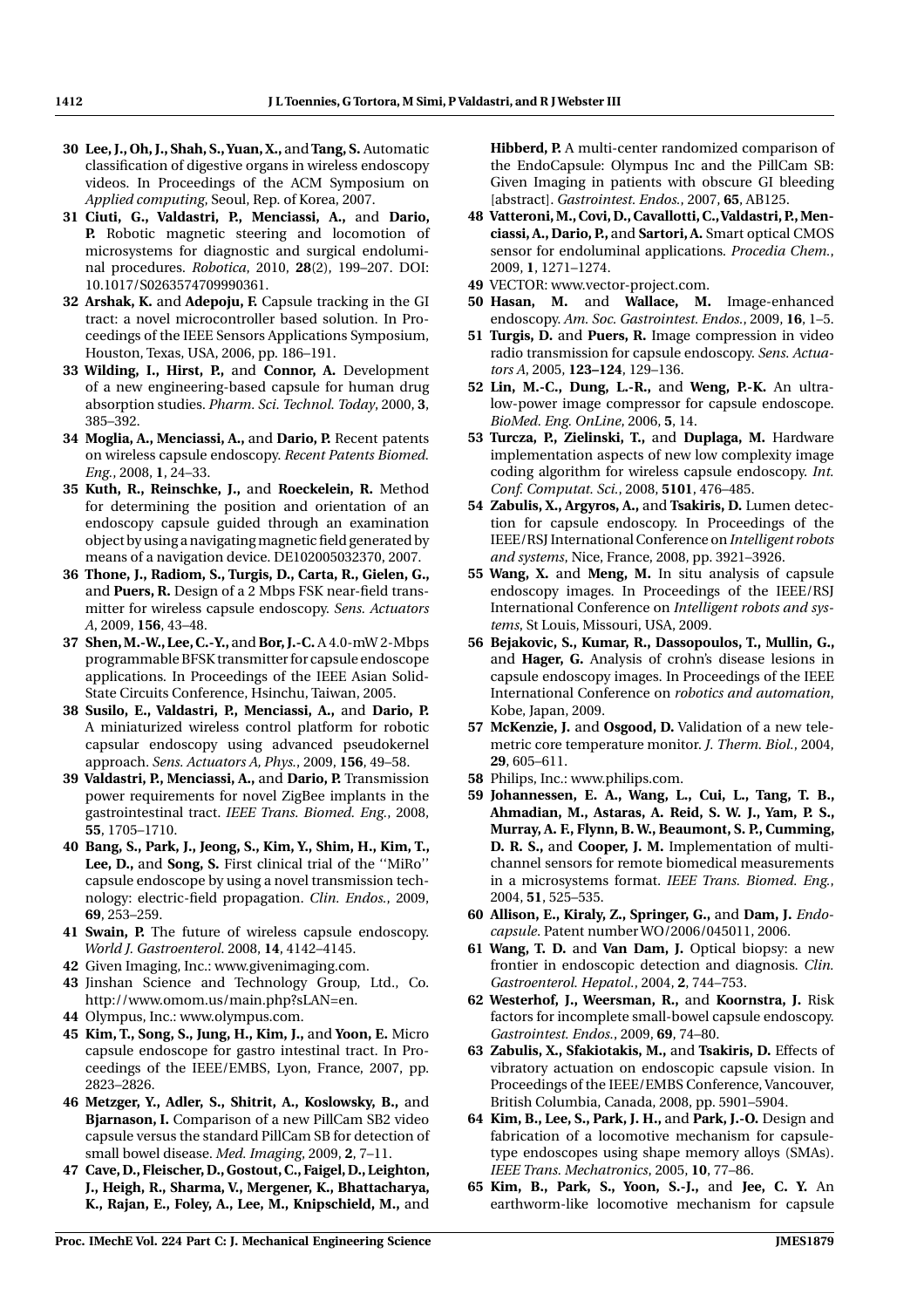**30** **Lee, J., Oh, J., Shah, S., Yuan, X.,** and **Tang, S.** Automatic classification of digestive organs in wireless endoscopy videos. In Proceedings of the ACM Symposium on *Applied computing*, Seoul, Rep. of Korea, 2007.

**31** **Ciuti, G., Valdastri, P., Menciassi, A.,** and **Dario, P.** Robotic magnetic steering and locomotion of microsystems for diagnostic and surgical endoluminal procedures. *Robotica*, 2010, **28**(2), 199–207. DOI: 10.1017/S0263574709990361.

**32** **Arshak, K.** and **Adepoju, F.** Capsule tracking in the GI tract: a novel microcontroller based solution. In Proceedings of the IEEE Sensors Applications Symposium, Houston, Texas, USA, 2006, pp. 186–191.

**33** **Wilding, I., Hirst, P.,** and **Connor, A.** Development of a new engineering-based capsule for human drug absorption studies. *Pharm. Sci. Technol. Today*, 2000, **3**, 385–392.

**34** **Moglia, A., Menciassi, A.,** and **Dario, P.** Recent patents on wireless capsule endoscopy. *Recent Patents Biomed. Eng.*, 2008, **1**, 24–33.

**35** **Kuth, R., Reinschke, J.,** and **Roeckelein, R.** Method for determining the position and orientation of an endoscopy capsule guided through an examination object by using a navigating magnetic field generated by means of a navigation device. DE102005032370, 2007.

**36** **Thone, J., Radiom, S., Turgis, D., Carta, R., Gielen, G.,** and **Puers, R.** Design of a 2 Mbps FSK near-field transmitter for wireless capsule endoscopy. *Sens. Actuators A*, 2009, **156**, 43–48.

**37** **Shen, M.-W., Lee, C.-Y.,** and **Bor, J.-C.** A 4.0-mW 2-Mbps programmable BFSK transmitter for capsule endoscope applications. In Proceedings of the IEEE Asian Solid-State Circuits Conference, Hsinchu, Taiwan, 2005.

**38** **Susilo, E., Valdastri, P., Menciassi, A.,** and **Dario, P.** A miniaturized wireless control platform for robotic capsular endoscopy using advanced pseudokernel approach. *Sens. Actuators A, Phys.*, 2009, **156**, 49–58.

**39** **Valdastri, P., Menciassi, A.,** and **Dario, P.** Transmission power requirements for novel ZigBee implants in the gastrointestinal tract. *IEEE Trans. Biomed. Eng.*, 2008, **55**, 1705–1710.

**40** **Bang, S., Park, J., Jeong, S., Kim, Y., Shim, H., Kim, T., Lee, D.,** and **Song, S.** First clinical trial of the ''MiRo'' capsule endoscope by using a novel transmission technology: electric-field propagation. *Clin. Endos.*, 2009, **69**, 253–259.

**41** **Swain, P.** The future of wireless capsule endoscopy. *World J. Gastroenterol.* 2008, **14**, 4142–4145.

**42** Given Imaging, Inc.: www.givenimaging.com.

**43** Jinshan Science and Technology Group, Ltd., Co. http://www.omom.us/main.php?sLAN=en.

**44** Olympus, Inc.: www.olympus.com.

**45** **Kim, T., Song, S., Jung, H., Kim, J.,** and **Yoon, E.** Micro capsule endoscope for gastro intestinal tract. In Proceedings of the IEEE/EMBS, Lyon, France, 2007, pp. 2823–2826.

**46** **Metzger, Y., Adler, S., Shitrit, A., Koslowsky, B.,** and **Bjarnason, I.** Comparison of a new PillCam SB2 video capsule versus the standard PillCam SB for detection of small bowel disease. *Med. Imaging*, 2009, **2**, 7–11.

**47** **Cave, D., Fleischer, D., Gostout, C., Faigel, D., Leighton, J., Heigh, R., Sharma, V., Mergener, K., Bhattacharya, K., Rajan, E., Foley, A., Lee, M., Knipschield, M.,** and **Hibberd, P.** A multi-center randomized comparison of the EndoCapsule: Olympus Inc and the PillCam SB: Given Imaging in patients with obscure GI bleeding [abstract]. *Gastrointest. Endos.*, 2007, **65**, AB125.

**48** **Vatteroni, M., Covi, D., Cavallotti, C., Valdastri, P., Menciassi, A., Dario, P.,** and **Sartori, A.** Smart optical CMOS sensor for endoluminal applications. *Procedia Chem.*, 2009, **1**, 1271–1274.

**49** VECTOR: www.vector-project.com.

**50** **Hasan, M.** and **Wallace, M.** Image-enhanced endoscopy. *Am. Soc. Gastrointest. Endos.*, 2009, **16**, 1–5.

**51** **Turgis, D.** and **Puers, R.** Image compression in video radio transmission for capsule endoscopy. *Sens. Actuators A*, 2005, **123–124**, 129–136.

**52** **Lin, M.-C., Dung, L.-R.,** and **Weng, P.-K.** An ultra-low-power image compressor for capsule endoscope. *BioMed. Eng. OnLine*, 2006, **5**, 14.

**53** **Turcza, P., Zielinski, T.,** and **Duplaga, M.** Hardware implementation aspects of new low complexity image coding algorithm for wireless capsule endoscopy. *Int. Conf. Computat. Sci.*, 2008, **5101**, 476–485.

**54** **Zabulis, X., Argyros, A.,** and **Tsakiris, D.** Lumen detection for capsule endoscopy. In Proceedings of the IEEE/RSJ International Conference on *Intelligent robots and systems*, Nice, France, 2008, pp. 3921–3926.

**55** **Wang, X.** and **Meng, M.** In situ analysis of capsule endoscopy images. In Proceedings of the IEEE/RSJ International Conference on *Intelligent robots and systems*, St Louis, Missouri, USA, 2009.

**56** **Bejakovic, S., Kumar, R., Dassopoulos, T., Mullin, G.,** and **Hager, G.** Analysis of crohn's disease lesions in capsule endoscopy images. In Proceedings of the IEEE International Conference on *robotics and automation*, Kobe, Japan, 2009.

**57** **McKenzie, J.** and **Osgood, D.** Validation of a new telemetric core temperature monitor. *J. Therm. Biol.*, 2004, **29**, 605–611.

**58** Philips, Inc.: www.philips.com.

**59** **Johannessen, E. A., Wang, L., Cui, L., Tang, T. B., Ahmadian, M., Astaras, A. Reid, S. W. J., Yam, P. S., Murray, A. F., Flynn, B. W., Beaumont, S. P., Cumming, D. R. S.,** and **Cooper, J. M.** Implementation of multichannel sensors for remote biomedical measurements in a microsystems format. *IEEE Trans. Biomed. Eng.*, 2004, **51**, 525–535.

**60** **Allison, E., Kiraly, Z., Springer, G.,** and **Dam, J.** *Endocapsule*. Patent number WO/2006/045011, 2006.

**61** **Wang, T. D.** and **Van Dam, J.** Optical biopsy: a new frontier in endoscopic detection and diagnosis. *Clin. Gastroenterol. Hepatol.*, 2004, **2**, 744–753.

**62** **Westerhof, J., Weersman, R.,** and **Koornstra, J.** Risk factors for incomplete small-bowel capsule endoscopy. *Gastrointest. Endos.*, 2009, **69**, 74–80.

**63** **Zabulis, X., Sfakiotakis, M.,** and **Tsakiris, D.** Effects of vibratory actuation on endoscopic capsule vision. In Proceedings of the IEEE/EMBS Conference, Vancouver, British Columbia, Canada, 2008, pp. 5901–5904.

**64** **Kim, B., Lee, S., Park, J. H.,** and **Park, J.-O.** Design and fabrication of a locomotive mechanism for capsule-type endoscopes using shape memory alloys (SMAs). *IEEE Trans. Mechatronics*, 2005, **10**, 77–86.

**65** **Kim, B., Park, S., Yoon, S.-J.,** and **Jee, C. Y.** An earthworm-like locomotive mechanism for capsule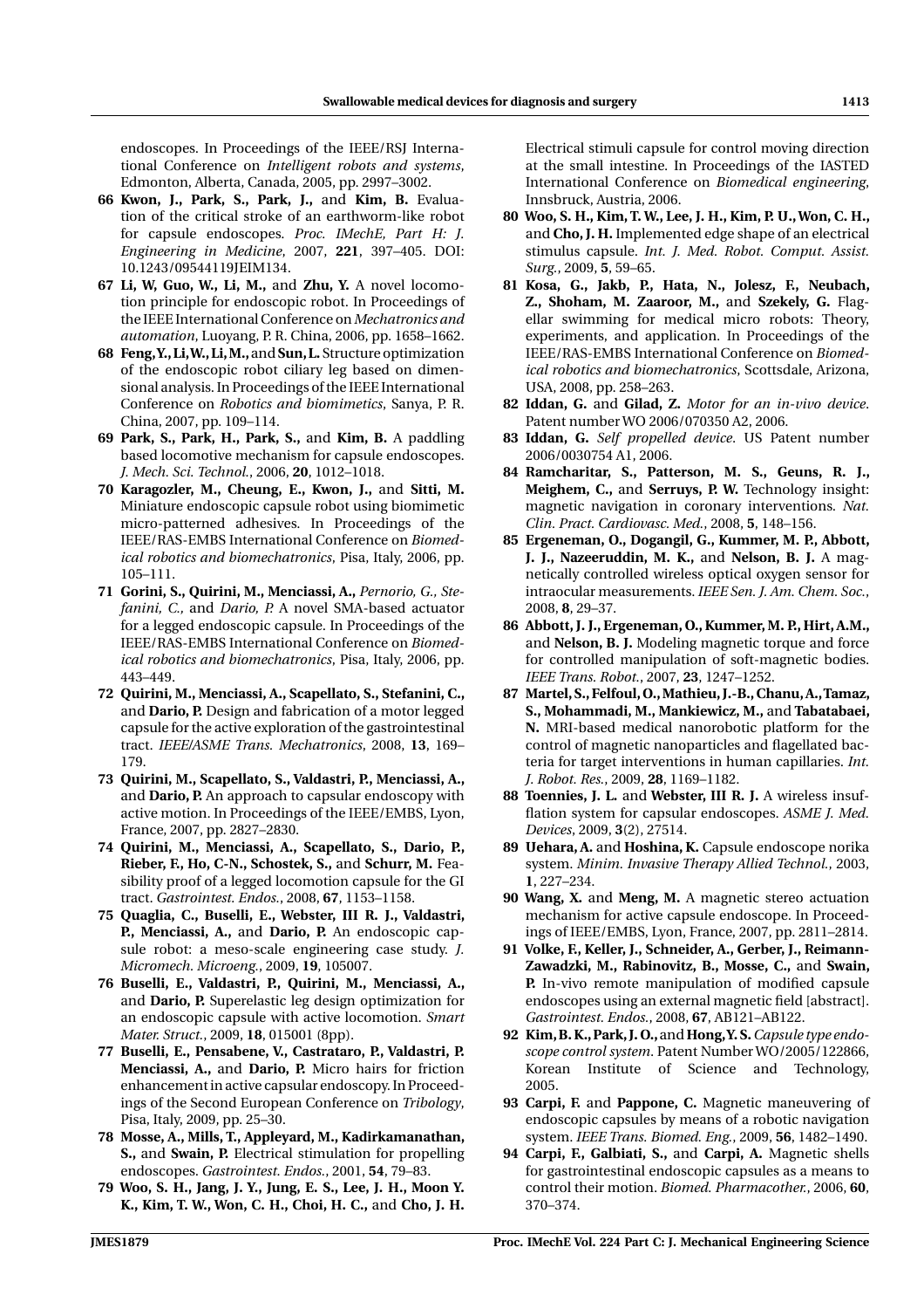endoscopes. In Proceedings of the IEEE/RSJ International Conference on *Intelligent robots and systems*, Edmonton, Alberta, Canada, 2005, pp. 2997–3002.

**66** **Kwon, J., Park, S., Park, J.,** and **Kim, B.** Evaluation of the critical stroke of an earthworm-like robot for capsule endoscopes. *Proc. IMechE, Part H: J. Engineering in Medicine*, 2007, **221**, 397–405. DOI: 10.1243/09544119JEIM134.

**67** **Li, W, Guo, W., Li, M.,** and **Zhu, Y.** A novel locomotion principle for endoscopic robot. In Proceedings of the IEEE International Conference on *Mechatronics and automation*, Luoyang, P. R. China, 2006, pp. 1658–1662.

**68** **Feng, Y., Li, W., Li, M.,** and **Sun, L.** Structure optimization of the endoscopic robot ciliary leg based on dimensional analysis. In Proceedings of the IEEE International Conference on *Robotics and biomimetics*, Sanya, P. R. China, 2007, pp. 109–114.

**69** **Park, S., Park, H., Park, S.,** and **Kim, B.** A paddling based locomotive mechanism for capsule endoscopes. *J. Mech. Sci. Technol.*, 2006, **20**, 1012–1018.

**70** **Karagozler, M., Cheung, E., Kwon, J.,** and **Sitti, M.** Miniature endoscopic capsule robot using biomimetic micro-patterned adhesives. In Proceedings of the IEEE/RAS-EMBS International Conference on *Biomedical robotics and biomechatronics*, Pisa, Italy, 2006, pp. 105–111.

**71** **Gorini, S., Quirini, M., Menciassi, A.,** *Pernorio, G., Stefanini, C.,* and *Dario, P.* A novel SMA-based actuator for a legged endoscopic capsule. In Proceedings of the IEEE/RAS-EMBS International Conference on *Biomedical robotics and biomechatronics*, Pisa, Italy, 2006, pp. 443–449.

**72** **Quirini, M., Menciassi, A., Scapellato, S., Stefanini, C.,** and **Dario, P.** Design and fabrication of a motor legged capsule for the active exploration of the gastrointestinal tract. *IEEE/ASME Trans. Mechatronics*, 2008, **13**, 169–179.

**73** **Quirini, M., Scapellato, S., Valdastri, P., Menciassi, A.,** and **Dario, P.** An approach to capsular endoscopy with active motion. In Proceedings of the IEEE/EMBS, Lyon, France, 2007, pp. 2827–2830.

**74** **Quirini, M., Menciassi, A., Scapellato, S., Dario, P., Rieber, F., Ho, C-N., Schostek, S.,** and **Schurr, M.** Feasibility proof of a legged locomotion capsule for the GI tract. *Gastrointest. Endos.*, 2008, **67**, 1153–1158.

**75** **Quaglia, C., Buselli, E., Webster, III R. J., Valdastri, P., Menciassi, A.,** and **Dario, P.** An endoscopic capsule robot: a meso-scale engineering case study. *J. Micromech. Microeng.*, 2009, **19**, 105007.

**76** **Buselli, E., Valdastri, P., Quirini, M., Menciassi, A.,** and **Dario, P.** Superelastic leg design optimization for an endoscopic capsule with active locomotion. *Smart Mater. Struct.*, 2009, **18**, 015001 (8pp).

**77** **Buselli, E., Pensabene, V., Castrataro, P., Valdastri, P. Menciassi, A.,** and **Dario, P.** Micro hairs for friction enhancement in active capsular endoscopy. In Proceedings of the Second European Conference on *Tribology*, Pisa, Italy, 2009, pp. 25–30.

**78** **Mosse, A., Mills, T., Appleyard, M., Kadirkamanathan, S.,** and **Swain, P.** Electrical stimulation for propelling endoscopes. *Gastrointest. Endos.*, 2001, **54**, 79–83.

**79** **Woo, S. H., Jang, J. Y., Jung, E. S., Lee, J. H., Moon Y. K., Kim, T. W., Won, C. H., Choi, H. C.,** and **Cho, J. H.** Electrical stimuli capsule for control moving direction at the small intestine. In Proceedings of the IASTED International Conference on *Biomedical engineering*, Innsbruck, Austria, 2006.

**80** **Woo, S. H., Kim, T. W., Lee, J. H., Kim, P. U., Won, C. H.,** and **Cho, J. H.** Implemented edge shape of an electrical stimulus capsule. *Int. J. Med. Robot. Comput. Assist. Surg.*, 2009, **5**, 59–65.

**81** **Kosa, G., Jakb, P., Hata, N., Jolesz, F., Neubach, Z., Shoham, M. Zaaroor, M.,** and **Szekely, G.** Flagellar swimming for medical micro robots: Theory, experiments, and application. In Proceedings of the IEEE/RAS-EMBS International Conference on *Biomedical robotics and biomechatronics*, Scottsdale, Arizona, USA, 2008, pp. 258–263.

**82** **Iddan, G.** and **Gilad, Z.** *Motor for an in-vivo device*. Patent number WO 2006/070350 A2, 2006.

**83** **Iddan, G.** *Self propelled device*. US Patent number 2006/0030754 A1, 2006.

**84** **Ramcharitar, S., Patterson, M. S., Geuns, R. J., Meighem, C.,** and **Serruys, P. W.** Technology insight: magnetic navigation in coronary interventions. *Nat. Clin. Pract. Cardiovasc. Med.*, 2008, **5**, 148–156.

**85** **Ergeneman, O., Dogangil, G., Kummer, M. P., Abbott, J. J., Nazeeruddin, M. K.,** and **Nelson, B. J.** A magnetically controlled wireless optical oxygen sensor for intraocular measurements. *IEEE Sen. J. Am. Chem. Soc.*, 2008, **8**, 29–37.

**86** **Abbott, J. J., Ergeneman, O., Kummer, M. P., Hirt, A.M.,** and **Nelson, B. J.** Modeling magnetic torque and force for controlled manipulation of soft-magnetic bodies. *IEEE Trans. Robot.*, 2007, **23**, 1247–1252.

**87** **Martel, S., Felfoul, O., Mathieu, J.-B., Chanu, A., Tamaz, S., Mohammadi, M., Mankiewicz, M.,** and **Tabatabaei, N.** MRI-based medical nanorobotic platform for the control of magnetic nanoparticles and flagellated bacteria for target interventions in human capillaries. *Int. J. Robot. Res.*, 2009, **28**, 1169–1182.

**88** **Toennies, J. L.** and **Webster, III R. J.** A wireless insufflation system for capsular endoscopes. *ASME J. Med. Devices*, 2009, **3**(2), 27514.

**89** **Uehara, A.** and **Hoshina, K.** Capsule endoscope norika system. *Minim. Invasive Therapy Allied Technol.*, 2003, **1**, 227–234.

**90** **Wang, X.** and **Meng, M.** A magnetic stereo actuation mechanism for active capsule endoscope. In Proceedings of IEEE/EMBS, Lyon, France, 2007, pp. 2811–2814.

**91** **Volke, F., Keller, J., Schneider, A., Gerber, J., Reimann-Zawadzki, M., Rabinovitz, B., Mosse, C.,** and **Swain, P.** In-vivo remote manipulation of modified capsule endoscopes using an external magnetic field [abstract]. *Gastrointest. Endos.*, 2008, **67**, AB121–AB122.

**92** **Kim, B. K., Park, J. O.,** and **Hong, Y. S.** *Capsule type endoscope control system*. Patent Number WO/2005/122866, Korean Institute of Science and Technology, 2005.

**93** **Carpi, F.** and **Pappone, C.** Magnetic maneuvering of endoscopic capsules by means of a robotic navigation system. *IEEE Trans. Biomed. Eng.*, 2009, **56**, 1482–1490.

**94** **Carpi, F., Galbiati, S.,** and **Carpi, A.** Magnetic shells for gastrointestinal endoscopic capsules as a means to control their motion. *Biomed. Pharmacother.*, 2006, **60**, 370–374.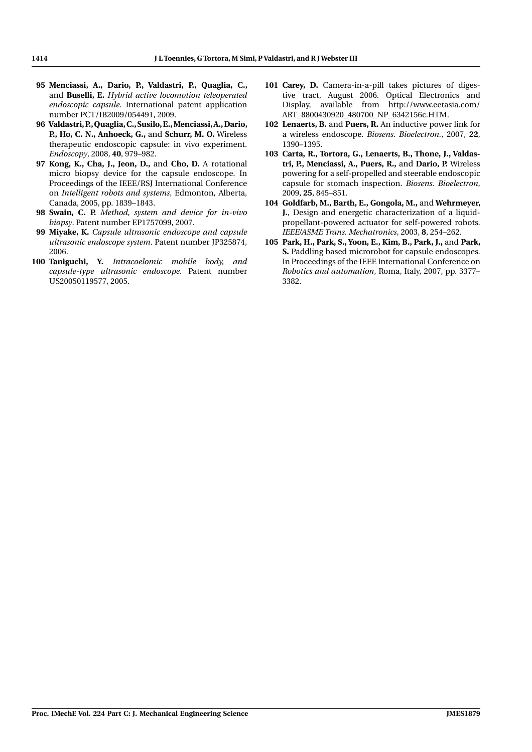95 **Menciassi, A., Dario, P., Valdastri, P., Quaglia, C.,** and **Buselli, E.** *Hybrid active locomotion teleoperated endoscopic capsule*. International patent application number PCT/IB2009/054491, 2009.

96 **Valdastri, P., Quaglia, C., Susilo, E., Menciassi, A., Dario, P., Ho, C. N., Anhoeck, G.,** and **Schurr, M. O.** Wireless therapeutic endoscopic capsule: in vivo experiment. *Endoscopy*, 2008, **40**, 979–982.

97 **Kong, K., Cha, J., Jeon, D.,** and **Cho, D.** A rotational micro biopsy device for the capsule endoscope. In Proceedings of the IEEE/RSJ International Conference on *Intelligent robots and systems*, Edmonton, Alberta, Canada, 2005, pp. 1839–1843.

98 **Swain, C. P.** *Method, system and device for in-vivo biopsy*. Patent number EP1757099, 2007.

99 **Miyake, K.** *Capsule ultrasonic endoscope and capsule ultrasonic endoscope system*. Patent number JP325874, 2006.

100 **Taniguchi, Y.** *Intracoelomic mobile body, and capsule-type ultrasonic endoscope*. Patent number US20050119577, 2005.

101 **Carey, D.** Camera-in-a-pill takes pictures of digestive tract, August 2006. Optical Electronics and Display, available from http://www.eetasia.com/ART_8800430920_480700_NP_6342156c.HTM.

102 **Lenaerts, B.** and **Puers, R.** An inductive power link for a wireless endoscope. *Biosens. Bioelectron.*, 2007, **22**, 1390–1395.

103 **Carta, R., Tortora, G., Lenaerts, B., Thone, J., Valdastri, P., Menciassi, A., Puers, R.,** and **Dario, P.** Wireless powering for a self-propelled and steerable endoscopic capsule for stomach inspection. *Biosens. Bioelectron*, 2009, **25**, 845–851.

104 **Goldfarb, M., Barth, E., Gongola, M.,** and **Wehrmeyer, J.**, Design and energetic characterization of a liquid-propellant-powered actuator for self-powered robots. *IEEE/ASME Trans. Mechatronics*, 2003, **8**, 254–262.

105 **Park, H., Park, S., Yoon, E., Kim, B., Park, J.,** and **Park, S.** Paddling based microrobot for capsule endoscopes. In Proceedings of the IEEE International Conference on *Robotics and automation*, Roma, Italy, 2007, pp. 3377–3382.